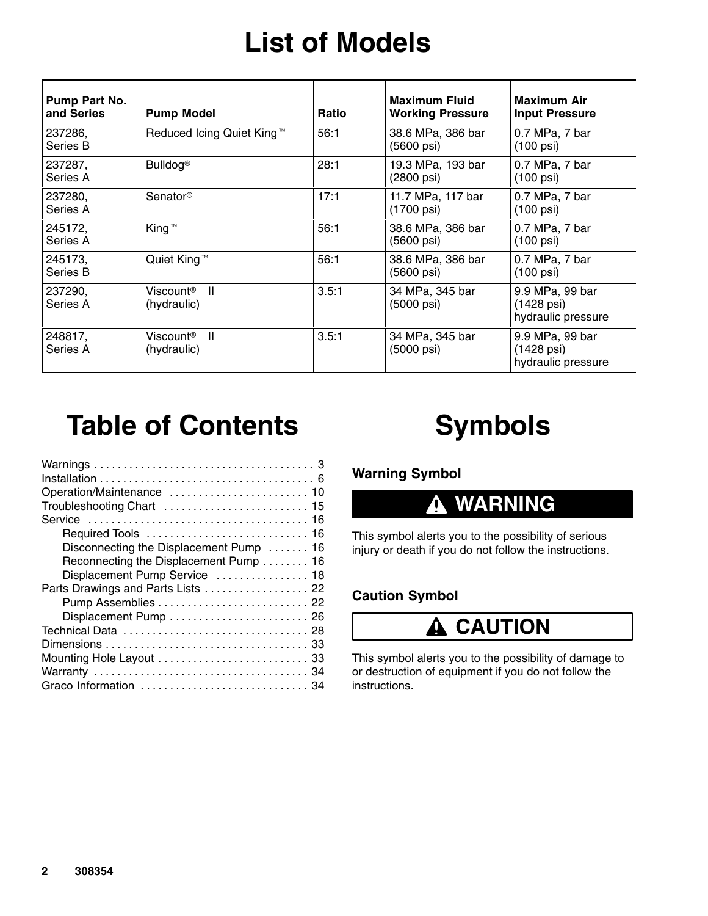# List of Models

| Pump Part No. and Series | Pump Model | Ratio | Maximum Fluid Working Pressure | Maximum Air Input Pressure |
|---|---|---|---|---|
| 237286, Series B | Reduced Icing Quiet King™ | 56:1 | 38.6 MPa, 386 bar (5600 psi) | 0.7 MPa, 7 bar (100 psi) |
| 237287, Series A | Bulldog® | 28:1 | 19.3 MPa, 193 bar (2800 psi) | 0.7 MPa, 7 bar (100 psi) |
| 237280, Series A | Senator® | 17:1 | 11.7 MPa, 117 bar (1700 psi) | 0.7 MPa, 7 bar (100 psi) |
| 245172, Series A | King™ | 56:1 | 38.6 MPa, 386 bar (5600 psi) | 0.7 MPa, 7 bar (100 psi) |
| 245173, Series B | Quiet King™ | 56:1 | 38.6 MPa, 386 bar (5600 psi) | 0.7 MPa, 7 bar (100 psi) |
| 237290, Series A | Viscount® II (hydraulic) | 3.5:1 | 34 MPa, 345 bar (5000 psi) | 9.9 MPa, 99 bar (1428 psi) hydraulic pressure |
| 248817, Series A | Viscount® II (hydraulic) | 3.5:1 | 34 MPa, 345 bar (5000 psi) | 9.9 MPa, 99 bar (1428 psi) hydraulic pressure |

# Table of Contents

- Warnings . . . . . . . . . . 3
- Installation . . . . . . . . . . 6
- Operation/Maintenance . . . . . . . . . . 10
- Troubleshooting Chart . . . . . . . . . . 15
- Service . . . . . . . . . . 16
  - Required Tools . . . . . . . . . . 16
  - Disconnecting the Displacement Pump . . . . . . . . . . 16
  - Reconnecting the Displacement Pump . . . . . . . . . . 16
  - Displacement Pump Service . . . . . . . . . . 18
- Parts Drawings and Parts Lists . . . . . . . . . . 22
  - Pump Assemblies . . . . . . . . . . 22
  - Displacement Pump . . . . . . . . . . 26
- Technical Data . . . . . . . . . . 28
- Dimensions . . . . . . . . . . 33
- Mounting Hole Layout . . . . . . . . . . 33
- Warranty . . . . . . . . . . 34
- Graco Information . . . . . . . . . . 34

# Symbols

### Warning Symbol

**⚠ WARNING**

This symbol alerts you to the possibility of serious injury or death if you do not follow the instructions.

### Caution Symbol

**⚠ CAUTION**

This symbol alerts you to the possibility of damage to or destruction of equipment if you do not follow the instructions.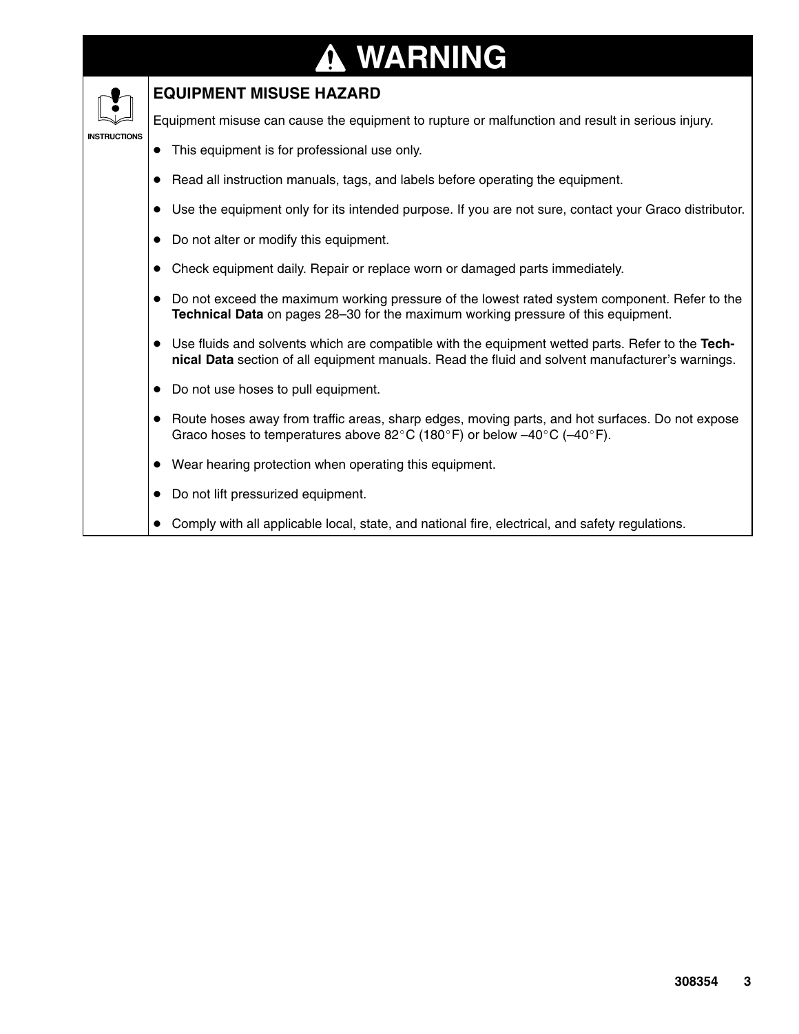# WARNING

**INSTRUCTIONS**

## EQUIPMENT MISUSE HAZARD

Equipment misuse can cause the equipment to rupture or malfunction and result in serious injury.

- This equipment is for professional use only.
- Read all instruction manuals, tags, and labels before operating the equipment.
- Use the equipment only for its intended purpose. If you are not sure, contact your Graco distributor.
- Do not alter or modify this equipment.
- Check equipment daily. Repair or replace worn or damaged parts immediately.
- Do not exceed the maximum working pressure of the lowest rated system component. Refer to the **Technical Data** on pages 28–30 for the maximum working pressure of this equipment.
- Use fluids and solvents which are compatible with the equipment wetted parts. Refer to the **Technical Data** section of all equipment manuals. Read the fluid and solvent manufacturer's warnings.
- Do not use hoses to pull equipment.
- Route hoses away from traffic areas, sharp edges, moving parts, and hot surfaces. Do not expose Graco hoses to temperatures above 82°C (180°F) or below –40°C (–40°F).
- Wear hearing protection when operating this equipment.
- Do not lift pressurized equipment.
- Comply with all applicable local, state, and national fire, electrical, and safety regulations.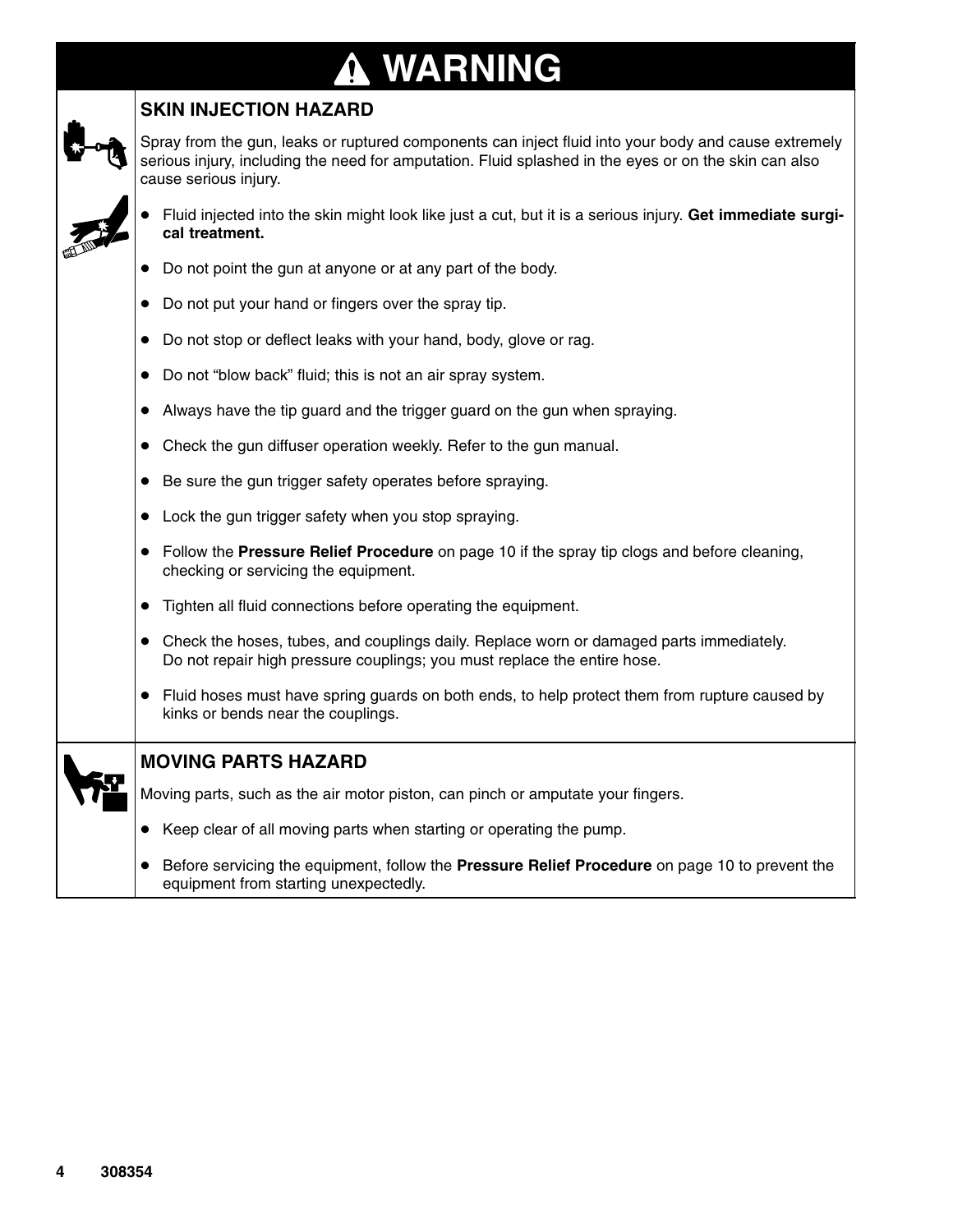# WARNING

## SKIN INJECTION HAZARD

Spray from the gun, leaks or ruptured components can inject fluid into your body and cause extremely serious injury, including the need for amputation. Fluid splashed in the eyes or on the skin can also cause serious injury.

- Fluid injected into the skin might look like just a cut, but it is a serious injury. **Get immediate surgical treatment.**
- Do not point the gun at anyone or at any part of the body.
- Do not put your hand or fingers over the spray tip.
- Do not stop or deflect leaks with your hand, body, glove or rag.
- Do not "blow back" fluid; this is not an air spray system.
- Always have the tip guard and the trigger guard on the gun when spraying.
- Check the gun diffuser operation weekly. Refer to the gun manual.
- Be sure the gun trigger safety operates before spraying.
- Lock the gun trigger safety when you stop spraying.
- Follow the **Pressure Relief Procedure** on page 10 if the spray tip clogs and before cleaning, checking or servicing the equipment.
- Tighten all fluid connections before operating the equipment.
- Check the hoses, tubes, and couplings daily. Replace worn or damaged parts immediately. Do not repair high pressure couplings; you must replace the entire hose.
- Fluid hoses must have spring guards on both ends, to help protect them from rupture caused by kinks or bends near the couplings.

## MOVING PARTS HAZARD

Moving parts, such as the air motor piston, can pinch or amputate your fingers.

- Keep clear of all moving parts when starting or operating the pump.
- Before servicing the equipment, follow the **Pressure Relief Procedure** on page 10 to prevent the equipment from starting unexpectedly.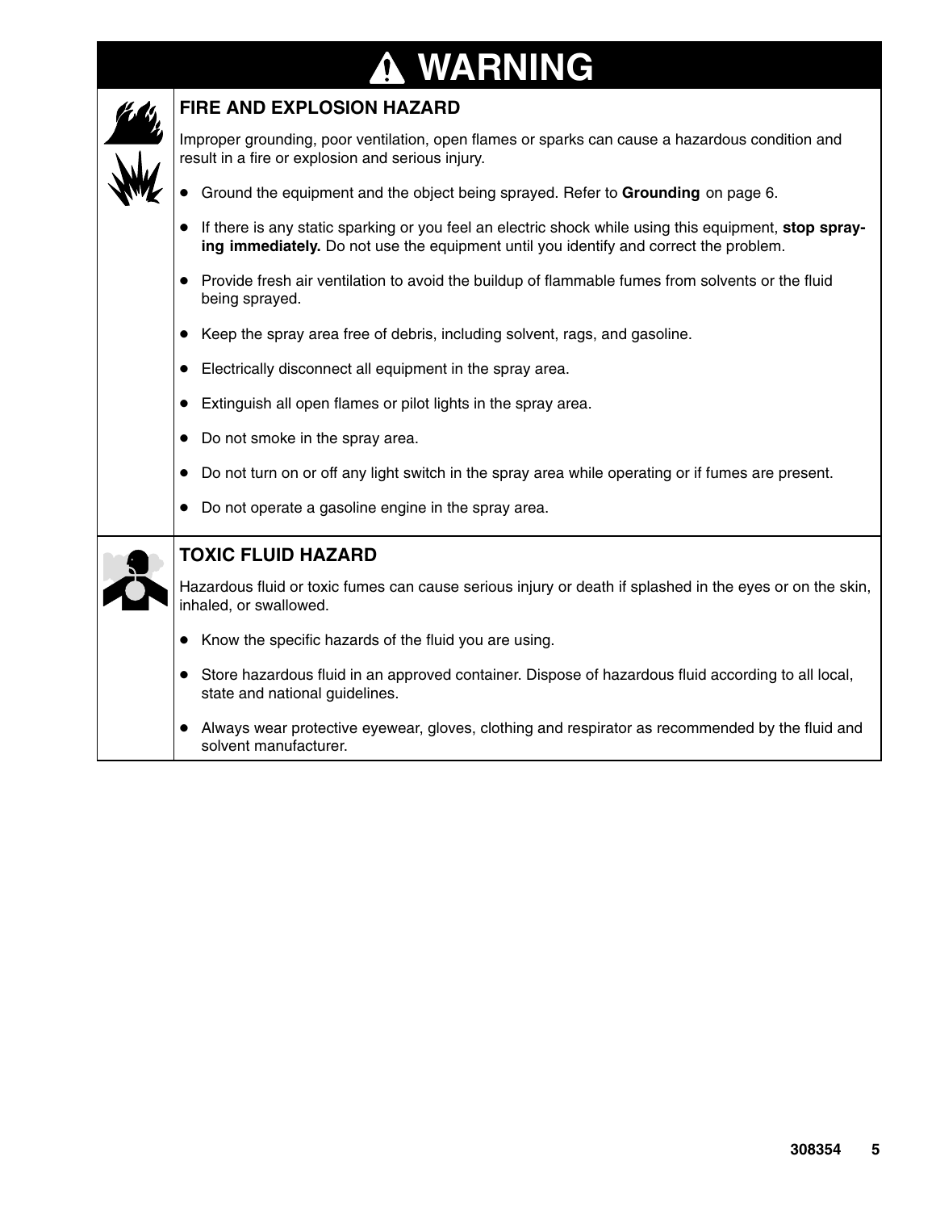# ⚠ WARNING

## FIRE AND EXPLOSION HAZARD

Improper grounding, poor ventilation, open flames or sparks can cause a hazardous condition and result in a fire or explosion and serious injury.

- Ground the equipment and the object being sprayed. Refer to **Grounding** on page 6.
- If there is any static sparking or you feel an electric shock while using this equipment, **stop spraying immediately.** Do not use the equipment until you identify and correct the problem.
- Provide fresh air ventilation to avoid the buildup of flammable fumes from solvents or the fluid being sprayed.
- Keep the spray area free of debris, including solvent, rags, and gasoline.
- Electrically disconnect all equipment in the spray area.
- Extinguish all open flames or pilot lights in the spray area.
- Do not smoke in the spray area.
- Do not turn on or off any light switch in the spray area while operating or if fumes are present.
- Do not operate a gasoline engine in the spray area.

## TOXIC FLUID HAZARD

Hazardous fluid or toxic fumes can cause serious injury or death if splashed in the eyes or on the skin, inhaled, or swallowed.

- Know the specific hazards of the fluid you are using.
- Store hazardous fluid in an approved container. Dispose of hazardous fluid according to all local, state and national guidelines.
- Always wear protective eyewear, gloves, clothing and respirator as recommended by the fluid and solvent manufacturer.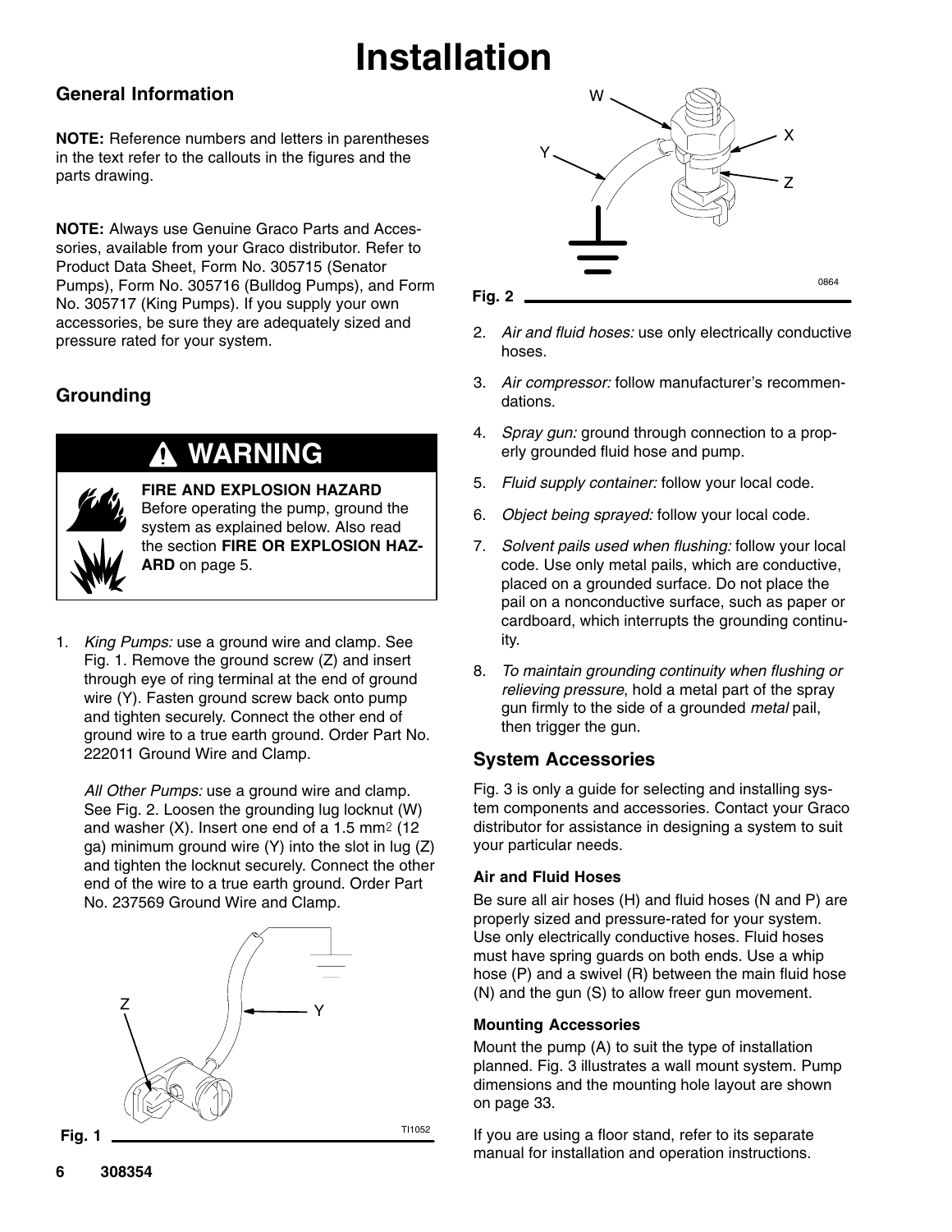# Installation

## General Information

**NOTE:** Reference numbers and letters in parentheses in the text refer to the callouts in the figures and the parts drawing.

**NOTE:** Always use Genuine Graco Parts and Accessories, available from your Graco distributor. Refer to Product Data Sheet, Form No. 305715 (Senator Pumps), Form No. 305716 (Bulldog Pumps), and Form No. 305717 (King Pumps). If you supply your own accessories, be sure they are adequately sized and pressure rated for your system.

## Grounding

**WARNING**

**FIRE AND EXPLOSION HAZARD**
Before operating the pump, ground the system as explained below. Also read the section **FIRE OR EXPLOSION HAZARD** on page 5.

1. *King Pumps:* use a ground wire and clamp. See Fig. 1. Remove the ground screw (Z) and insert through eye of ring terminal at the end of ground wire (Y). Fasten ground screw back onto pump and tighten securely. Connect the other end of ground wire to a true earth ground. Order Part No. 222011 Ground Wire and Clamp.

   *All Other Pumps:* use a ground wire and clamp. See Fig. 2. Loosen the grounding lug locknut (W) and washer (X). Insert one end of a 1.5 $mm^2$ (12 ga) minimum ground wire (Y) into the slot in lug (Z) and tighten the locknut securely. Connect the other end of the wire to a true earth ground. Order Part No. 237569 Ground Wire and Clamp.

Fig. 1

Fig. 2

2. *Air and fluid hoses:* use only electrically conductive hoses.
3. *Air compressor:* follow manufacturer's recommendations.
4. *Spray gun:* ground through connection to a properly grounded fluid hose and pump.
5. *Fluid supply container:* follow your local code.
6. *Object being sprayed:* follow your local code.
7. *Solvent pails used when flushing:* follow your local code. Use only metal pails, which are conductive, placed on a grounded surface. Do not place the pail on a nonconductive surface, such as paper or cardboard, which interrupts the grounding continuity.
8. *To maintain grounding continuity when flushing or relieving pressure*, hold a metal part of the spray gun firmly to the side of a grounded *metal* pail, then trigger the gun.

## System Accessories

Fig. 3 is only a guide for selecting and installing system components and accessories. Contact your Graco distributor for assistance in designing a system to suit your particular needs.

### Air and Fluid Hoses

Be sure all air hoses (H) and fluid hoses (N and P) are properly sized and pressure-rated for your system. Use only electrically conductive hoses. Fluid hoses must have spring guards on both ends. Use a whip hose (P) and a swivel (R) between the main fluid hose (N) and the gun (S) to allow freer gun movement.

### Mounting Accessories

Mount the pump (A) to suit the type of installation planned. Fig. 3 illustrates a wall mount system. Pump dimensions and the mounting hole layout are shown on page 33.

If you are using a floor stand, refer to its separate manual for installation and operation instructions.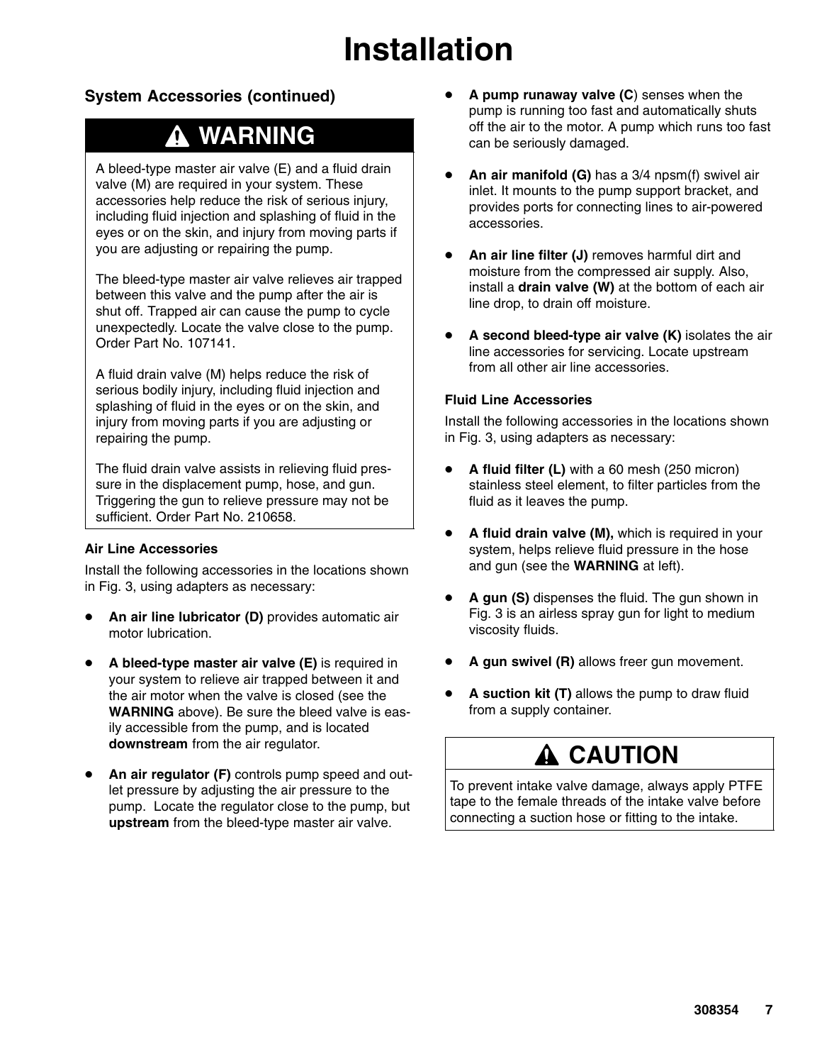# Installation

## System Accessories (continued)

> **⚠ WARNING**
>
> A bleed-type master air valve (E) and a fluid drain valve (M) are required in your system. These accessories help reduce the risk of serious injury, including fluid injection and splashing of fluid in the eyes or on the skin, and injury from moving parts if you are adjusting or repairing the pump.
>
> The bleed-type master air valve relieves air trapped between this valve and the pump after the air is shut off. Trapped air can cause the pump to cycle unexpectedly. Locate the valve close to the pump. Order Part No. 107141.
>
> A fluid drain valve (M) helps reduce the risk of serious bodily injury, including fluid injection and splashing of fluid in the eyes or on the skin, and injury from moving parts if you are adjusting or repairing the pump.
>
> The fluid drain valve assists in relieving fluid pressure in the displacement pump, hose, and gun. Triggering the gun to relieve pressure may not be sufficient. Order Part No. 210658.

### Air Line Accessories

Install the following accessories in the locations shown in Fig. 3, using adapters as necessary:

- **An air line lubricator (D)** provides automatic air motor lubrication.
- **A bleed-type master air valve (E)** is required in your system to relieve air trapped between it and the air motor when the valve is closed (see the **WARNING** above). Be sure the bleed valve is easily accessible from the pump, and is located **downstream** from the air regulator.
- **An air regulator (F)** controls pump speed and outlet pressure by adjusting the air pressure to the pump. Locate the regulator close to the pump, but **upstream** from the bleed-type master air valve.
- **A pump runaway valve (C**) senses when the pump is running too fast and automatically shuts off the air to the motor. A pump which runs too fast can be seriously damaged.
- **An air manifold (G)** has a 3/4 npsm(f) swivel air inlet. It mounts to the pump support bracket, and provides ports for connecting lines to air-powered accessories.
- **An air line filter (J)** removes harmful dirt and moisture from the compressed air supply. Also, install a **drain valve (W)** at the bottom of each air line drop, to drain off moisture.
- **A second bleed-type air valve (K)** isolates the air line accessories for servicing. Locate upstream from all other air line accessories.

### Fluid Line Accessories

Install the following accessories in the locations shown in Fig. 3, using adapters as necessary:

- **A fluid filter (L)** with a 60 mesh (250 micron) stainless steel element, to filter particles from the fluid as it leaves the pump.
- **A fluid drain valve (M),** which is required in your system, helps relieve fluid pressure in the hose and gun (see the **WARNING** at left).
- **A gun (S)** dispenses the fluid. The gun shown in Fig. 3 is an airless spray gun for light to medium viscosity fluids.
- **A gun swivel (R)** allows freer gun movement.
- **A suction kit (T)** allows the pump to draw fluid from a supply container.

> **⚠ CAUTION**
>
> To prevent intake valve damage, always apply PTFE tape to the female threads of the intake valve before connecting a suction hose or fitting to the intake.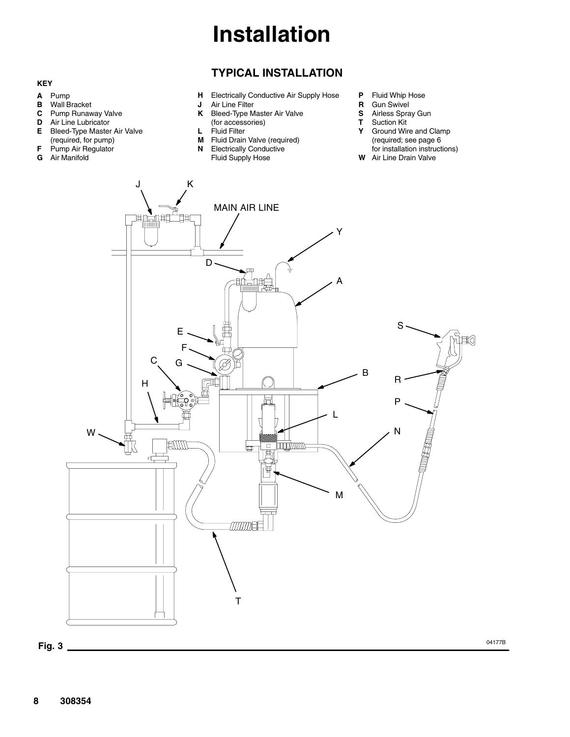# Installation

## TYPICAL INSTALLATION

**KEY**

- **A** Pump
- **B** Wall Bracket
- **C** Pump Runaway Valve
- **D** Air Line Lubricator
- **E** Bleed-Type Master Air Valve (required, for pump)
- **F** Pump Air Regulator
- **G** Air Manifold
- **H** Electrically Conductive Air Supply Hose
- **J** Air Line Filter
- **K** Bleed-Type Master Air Valve (for accessories)
- **L** Fluid Filter
- **M** Fluid Drain Valve (required)
- **N** Electrically Conductive Fluid Supply Hose
- **P** Fluid Whip Hose
- **R** Gun Swivel
- **S** Airless Spray Gun
- **T** Suction Kit
- **Y** Ground Wire and Clamp (required; see page 6 for installation instructions)
- **W** Air Line Drain Valve

Fig. 3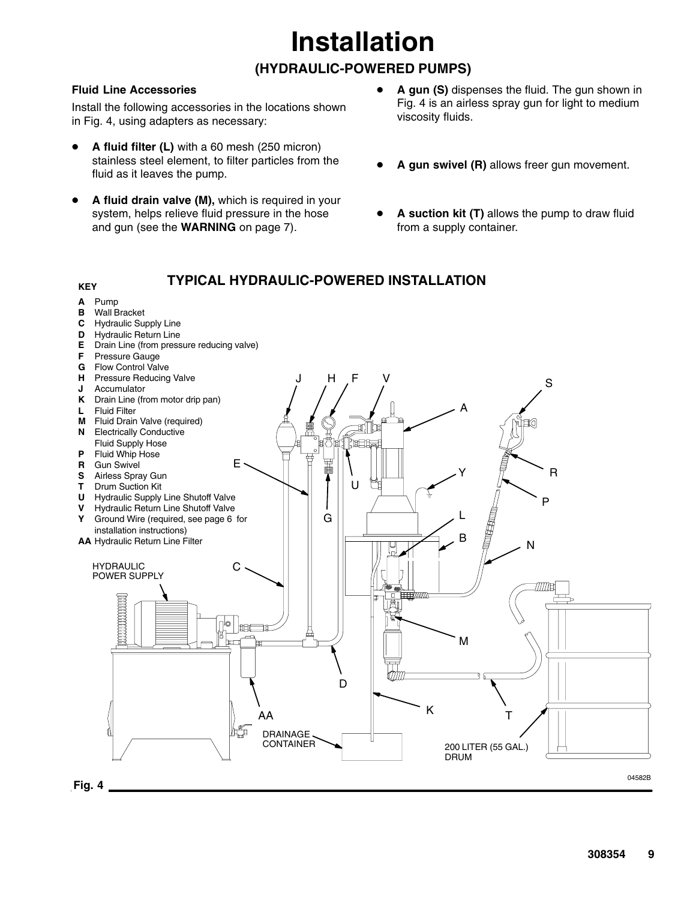# Installation

## (HYDRAULIC-POWERED PUMPS)

### Fluid Line Accessories

Install the following accessories in the locations shown in Fig. 4, using adapters as necessary:

- **A fluid filter (L)** with a 60 mesh (250 micron) stainless steel element, to filter particles from the fluid as it leaves the pump.
- **A fluid drain valve (M),** which is required in your system, helps relieve fluid pressure in the hose and gun (see the **WARNING** on page 7).
- **A gun (S)** dispenses the fluid. The gun shown in Fig. 4 is an airless spray gun for light to medium viscosity fluids.
- **A gun swivel (R)** allows freer gun movement.
- **A suction kit (T)** allows the pump to draw fluid from a supply container.

### TYPICAL HYDRAULIC-POWERED INSTALLATION

**KEY**

- **A** Pump
- **B** Wall Bracket
- **C** Hydraulic Supply Line
- **D** Hydraulic Return Line
- **E** Drain Line (from pressure reducing valve)
- **F** Pressure Gauge
- **G** Flow Control Valve
- **H** Pressure Reducing Valve
- **J** Accumulator
- **K** Drain Line (from motor drip pan)
- **L** Fluid Filter
- **M** Fluid Drain Valve (required)
- **N** Electrically Conductive Fluid Supply Hose
- **P** Fluid Whip Hose
- **R** Gun Swivel
- **S** Airless Spray Gun
- **T** Drum Suction Kit
- **U** Hydraulic Supply Line Shutoff Valve
- **V** Hydraulic Return Line Shutoff Valve
- **Y** Ground Wire (required, see page 6 for installation instructions)
- **AA** Hydraulic Return Line Filter

HYDRAULIC POWER SUPPLY

DRAINAGE CONTAINER

200 LITER (55 GAL.) DRUM

04582B

Fig. 4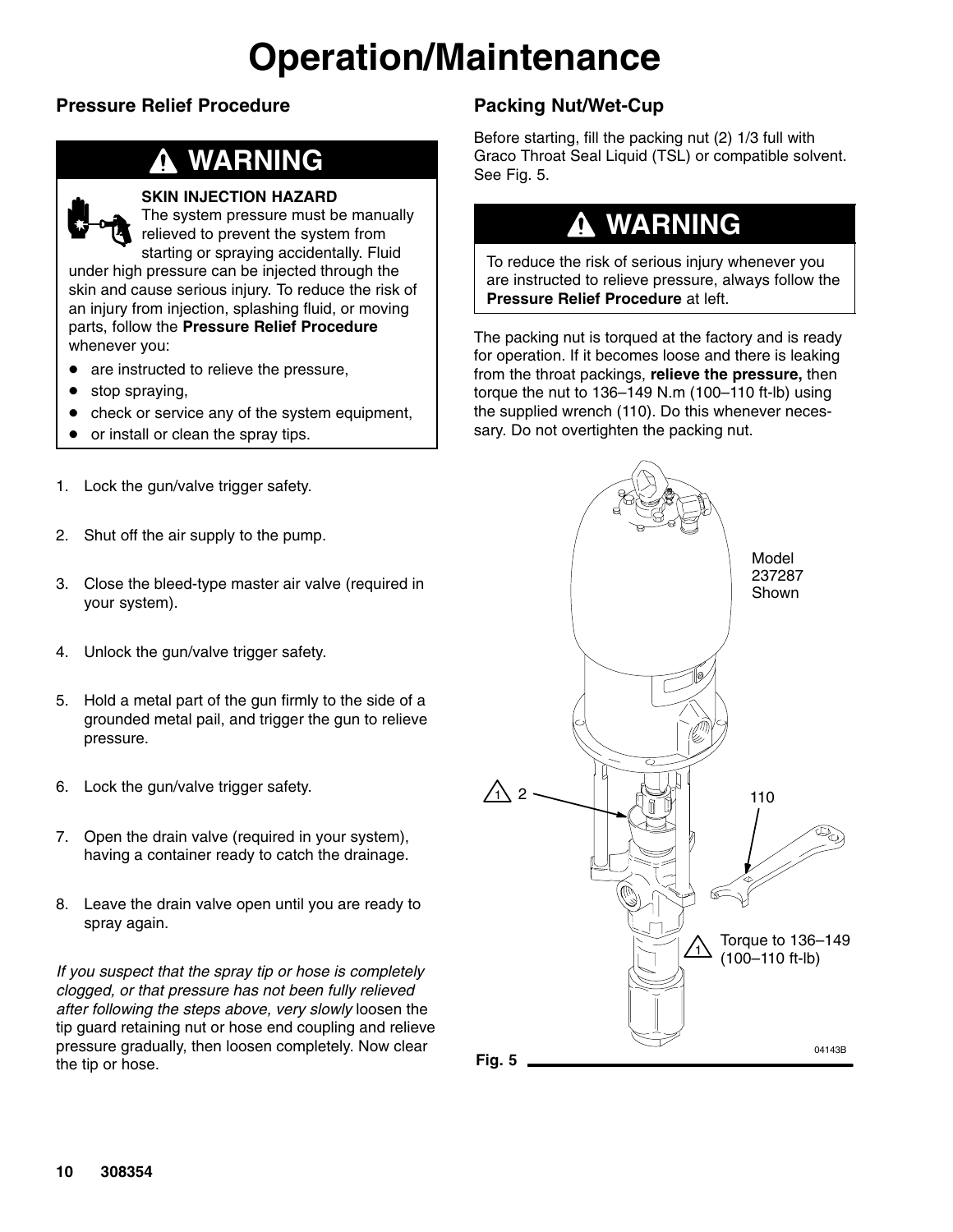# Operation/Maintenance

## Pressure Relief Procedure

### ⚠ WARNING

**SKIN INJECTION HAZARD**

The system pressure must be manually relieved to prevent the system from starting or spraying accidentally. Fluid under high pressure can be injected through the skin and cause serious injury. To reduce the risk of an injury from injection, splashing fluid, or moving parts, follow the **Pressure Relief Procedure** whenever you:

- are instructed to relieve the pressure,
- stop spraying,
- check or service any of the system equipment,
- or install or clean the spray tips.

1. Lock the gun/valve trigger safety.
2. Shut off the air supply to the pump.
3. Close the bleed-type master air valve (required in your system).
4. Unlock the gun/valve trigger safety.
5. Hold a metal part of the gun firmly to the side of a grounded metal pail, and trigger the gun to relieve pressure.
6. Lock the gun/valve trigger safety.
7. Open the drain valve (required in your system), having a container ready to catch the drainage.
8. Leave the drain valve open until you are ready to spray again.

*If you suspect that the spray tip or hose is completely clogged, or that pressure has not been fully relieved after following the steps above, very slowly* loosen the tip guard retaining nut or hose end coupling and relieve pressure gradually, then loosen completely. Now clear the tip or hose.

## Packing Nut/Wet-Cup

Before starting, fill the packing nut (2) 1/3 full with Graco Throat Seal Liquid (TSL) or compatible solvent. See Fig. 5.

### ⚠ WARNING

To reduce the risk of serious injury whenever you are instructed to relieve pressure, always follow the **Pressure Relief Procedure** at left.

The packing nut is torqued at the factory and is ready for operation. If it becomes loose and there is leaking from the throat packings, **relieve the pressure,** then torque the nut to 136–149 N.m (100–110 ft-lb) using the supplied wrench (110). Do this whenever necessary. Do not overtighten the packing nut.

Model 237287 Shown

1 Torque to 136–149 (100–110 ft-lb)

04143B

Fig. 5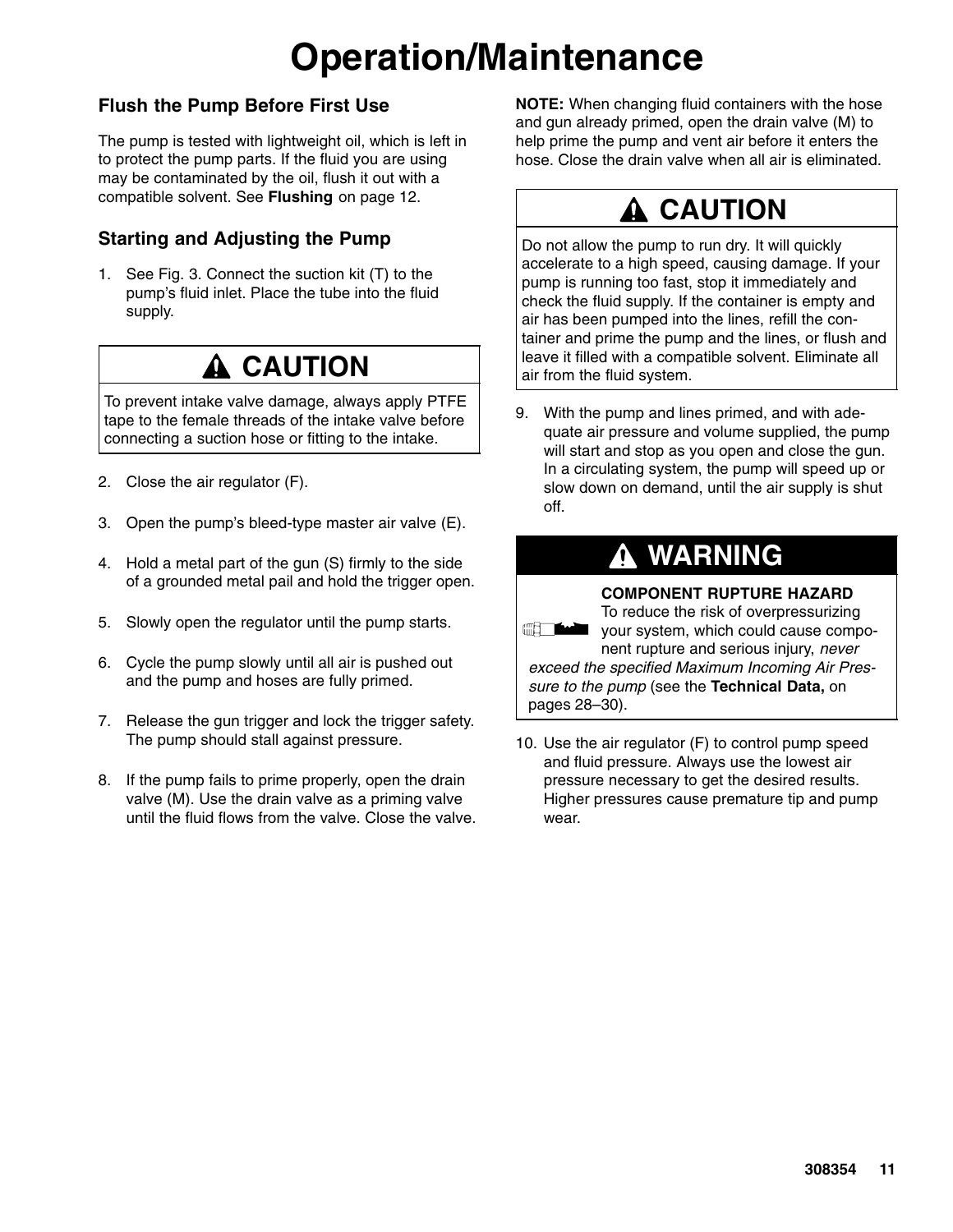# Operation/Maintenance

### Flush the Pump Before First Use

The pump is tested with lightweight oil, which is left in to protect the pump parts. If the fluid you are using may be contaminated by the oil, flush it out with a compatible solvent. See **Flushing** on page 12.

### Starting and Adjusting the Pump

1. See Fig. 3. Connect the suction kit (T) to the pump's fluid inlet. Place the tube into the fluid supply.

> **CAUTION**
>
> To prevent intake valve damage, always apply PTFE tape to the female threads of the intake valve before connecting a suction hose or fitting to the intake.

2. Close the air regulator (F).
3. Open the pump's bleed-type master air valve (E).
4. Hold a metal part of the gun (S) firmly to the side of a grounded metal pail and hold the trigger open.
5. Slowly open the regulator until the pump starts.
6. Cycle the pump slowly until all air is pushed out and the pump and hoses are fully primed.
7. Release the gun trigger and lock the trigger safety. The pump should stall against pressure.
8. If the pump fails to prime properly, open the drain valve (M). Use the drain valve as a priming valve until the fluid flows from the valve. Close the valve.

**NOTE:** When changing fluid containers with the hose and gun already primed, open the drain valve (M) to help prime the pump and vent air before it enters the hose. Close the drain valve when all air is eliminated.

> **CAUTION**
>
> Do not allow the pump to run dry. It will quickly accelerate to a high speed, causing damage. If your pump is running too fast, stop it immediately and check the fluid supply. If the container is empty and air has been pumped into the lines, refill the container and prime the pump and the lines, or flush and leave it filled with a compatible solvent. Eliminate all air from the fluid system.

9. With the pump and lines primed, and with adequate air pressure and volume supplied, the pump will start and stop as you open and close the gun. In a circulating system, the pump will speed up or slow down on demand, until the air supply is shut off.

> **WARNING**
>
> **COMPONENT RUPTURE HAZARD**
> To reduce the risk of overpressurizing your system, which could cause component rupture and serious injury, *never exceed the specified Maximum Incoming Air Pressure to the pump* (see the **Technical Data,** on pages 28–30).

10. Use the air regulator (F) to control pump speed and fluid pressure. Always use the lowest air pressure necessary to get the desired results. Higher pressures cause premature tip and pump wear.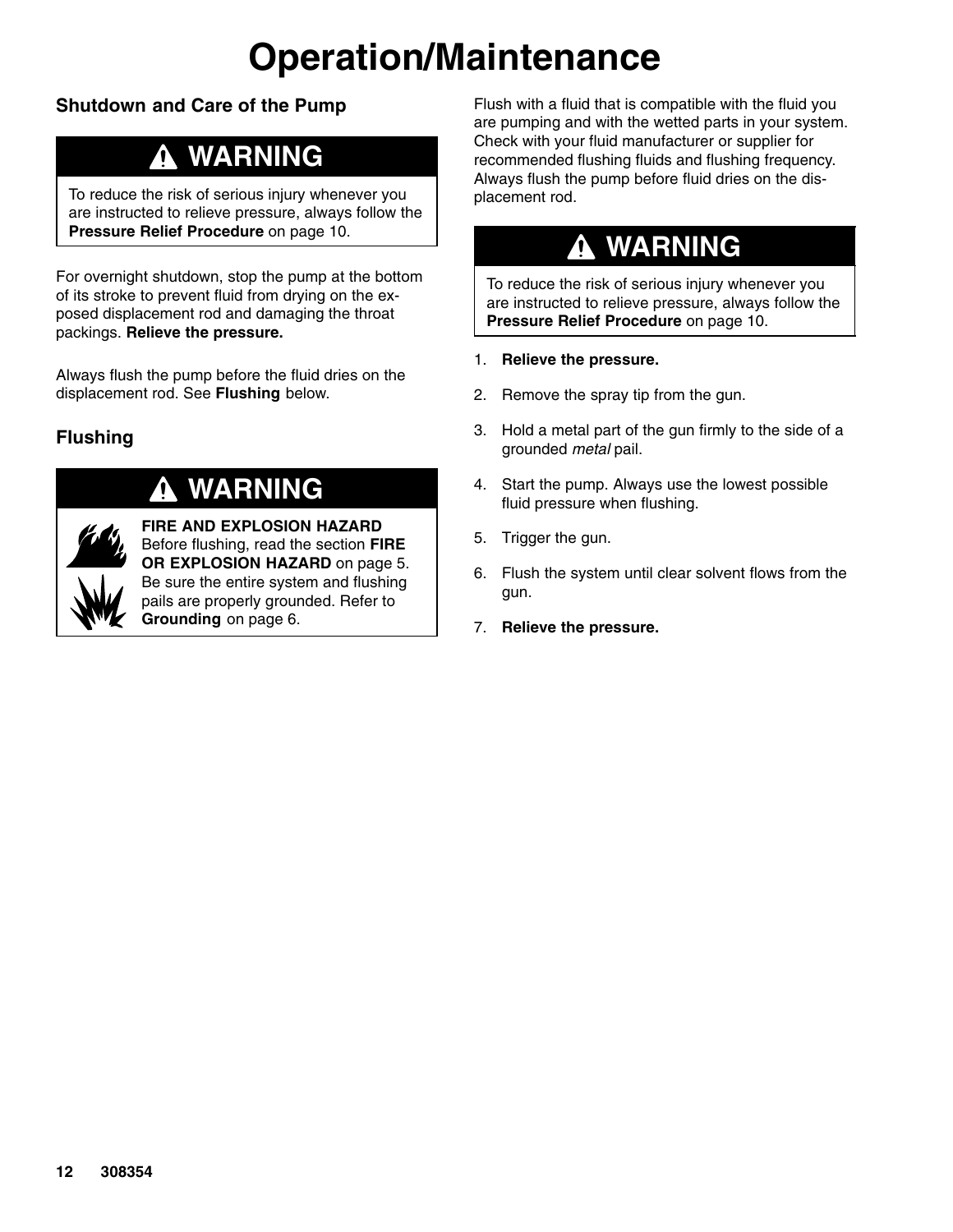# Operation/Maintenance

## Shutdown and Care of the Pump

**⚠ WARNING**

To reduce the risk of serious injury whenever you are instructed to relieve pressure, always follow the **Pressure Relief Procedure** on page 10.

For overnight shutdown, stop the pump at the bottom of its stroke to prevent fluid from drying on the exposed displacement rod and damaging the throat packings. **Relieve the pressure.**

Always flush the pump before the fluid dries on the displacement rod. See **Flushing** below.

## Flushing

**⚠ WARNING**

**FIRE AND EXPLOSION HAZARD**
Before flushing, read the section **FIRE OR EXPLOSION HAZARD** on page 5. Be sure the entire system and flushing pails are properly grounded. Refer to **Grounding** on page 6.

Flush with a fluid that is compatible with the fluid you are pumping and with the wetted parts in your system. Check with your fluid manufacturer or supplier for recommended flushing fluids and flushing frequency. Always flush the pump before fluid dries on the displacement rod.

**⚠ WARNING**

To reduce the risk of serious injury whenever you are instructed to relieve pressure, always follow the **Pressure Relief Procedure** on page 10.

1. **Relieve the pressure.**
2. Remove the spray tip from the gun.
3. Hold a metal part of the gun firmly to the side of a grounded *metal* pail.
4. Start the pump. Always use the lowest possible fluid pressure when flushing.
5. Trigger the gun.
6. Flush the system until clear solvent flows from the gun.
7. **Relieve the pressure.**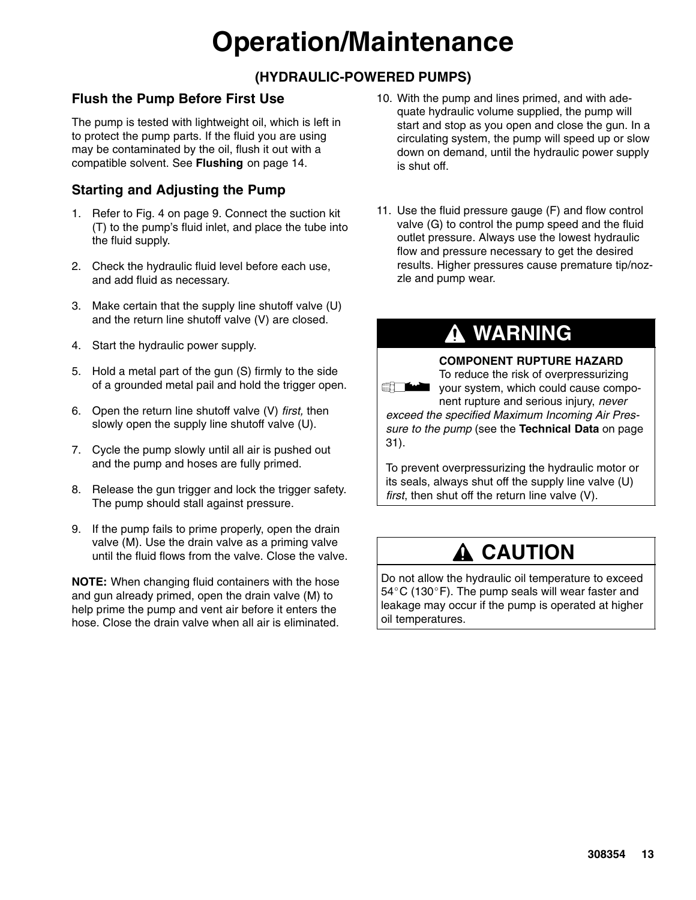# Operation/Maintenance

## (HYDRAULIC-POWERED PUMPS)

### Flush the Pump Before First Use

The pump is tested with lightweight oil, which is left in to protect the pump parts. If the fluid you are using may be contaminated by the oil, flush it out with a compatible solvent. See **Flushing** on page 14.

### Starting and Adjusting the Pump

1. Refer to Fig. 4 on page 9. Connect the suction kit (T) to the pump's fluid inlet, and place the tube into the fluid supply.
2. Check the hydraulic fluid level before each use, and add fluid as necessary.
3. Make certain that the supply line shutoff valve (U) and the return line shutoff valve (V) are closed.
4. Start the hydraulic power supply.
5. Hold a metal part of the gun (S) firmly to the side of a grounded metal pail and hold the trigger open.
6. Open the return line shutoff valve (V) *first,* then slowly open the supply line shutoff valve (U).
7. Cycle the pump slowly until all air is pushed out and the pump and hoses are fully primed.
8. Release the gun trigger and lock the trigger safety. The pump should stall against pressure.
9. If the pump fails to prime properly, open the drain valve (M). Use the drain valve as a priming valve until the fluid flows from the valve. Close the valve.

**NOTE:** When changing fluid containers with the hose and gun already primed, open the drain valve (M) to help prime the pump and vent air before it enters the hose. Close the drain valve when all air is eliminated.

10. With the pump and lines primed, and with adequate hydraulic volume supplied, the pump will start and stop as you open and close the gun. In a circulating system, the pump will speed up or slow down on demand, until the hydraulic power supply is shut off.
11. Use the fluid pressure gauge (F) and flow control valve (G) to control the pump speed and the fluid outlet pressure. Always use the lowest hydraulic flow and pressure necessary to get the desired results. Higher pressures cause premature tip/nozzle and pump wear.

### WARNING

**COMPONENT RUPTURE HAZARD**

To reduce the risk of overpressurizing your system, which could cause component rupture and serious injury, *never exceed the specified Maximum Incoming Air Pressure to the pump* (see the **Technical Data** on page 31).

To prevent overpressurizing the hydraulic motor or its seals, always shut off the supply line valve (U) *first*, then shut off the return line valve (V).

### CAUTION

Do not allow the hydraulic oil temperature to exceed 54°C (130°F). The pump seals will wear faster and leakage may occur if the pump is operated at higher oil temperatures.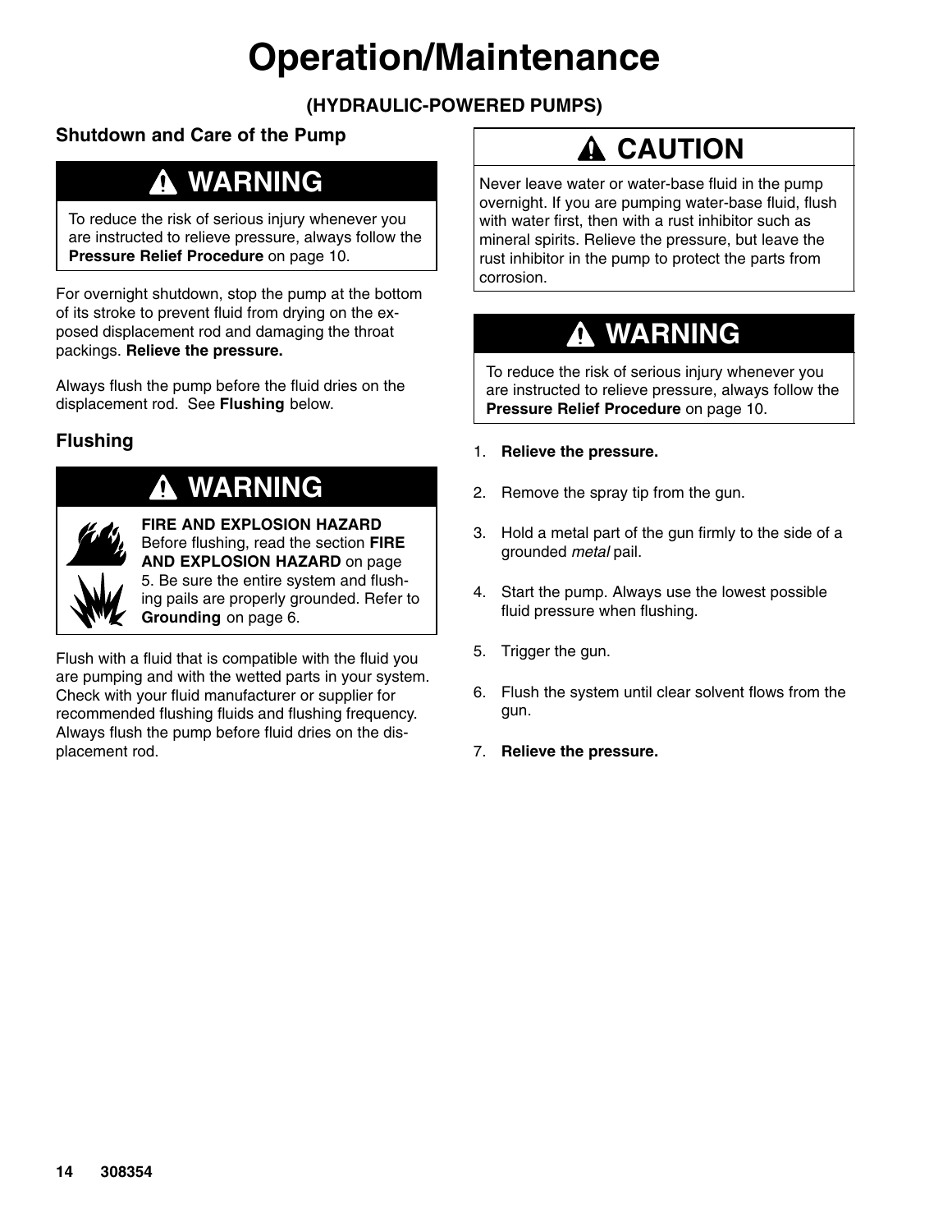# Operation/Maintenance

**(HYDRAULIC-POWERED PUMPS)**

### Shutdown and Care of the Pump

**WARNING**

To reduce the risk of serious injury whenever you are instructed to relieve pressure, always follow the **Pressure Relief Procedure** on page 10.

For overnight shutdown, stop the pump at the bottom of its stroke to prevent fluid from drying on the exposed displacement rod and damaging the throat packings. **Relieve the pressure.**

Always flush the pump before the fluid dries on the displacement rod. See **Flushing** below.

### Flushing

**WARNING**

**FIRE AND EXPLOSION HAZARD**
Before flushing, read the section **FIRE AND EXPLOSION HAZARD** on page 5. Be sure the entire system and flushing pails are properly grounded. Refer to **Grounding** on page 6.

Flush with a fluid that is compatible with the fluid you are pumping and with the wetted parts in your system. Check with your fluid manufacturer or supplier for recommended flushing fluids and flushing frequency. Always flush the pump before fluid dries on the displacement rod.

**CAUTION**

Never leave water or water-base fluid in the pump overnight. If you are pumping water-base fluid, flush with water first, then with a rust inhibitor such as mineral spirits. Relieve the pressure, but leave the rust inhibitor in the pump to protect the parts from corrosion.

**WARNING**

To reduce the risk of serious injury whenever you are instructed to relieve pressure, always follow the **Pressure Relief Procedure** on page 10.

1. **Relieve the pressure.**
2. Remove the spray tip from the gun.
3. Hold a metal part of the gun firmly to the side of a grounded *metal* pail.
4. Start the pump. Always use the lowest possible fluid pressure when flushing.
5. Trigger the gun.
6. Flush the system until clear solvent flows from the gun.
7. **Relieve the pressure.**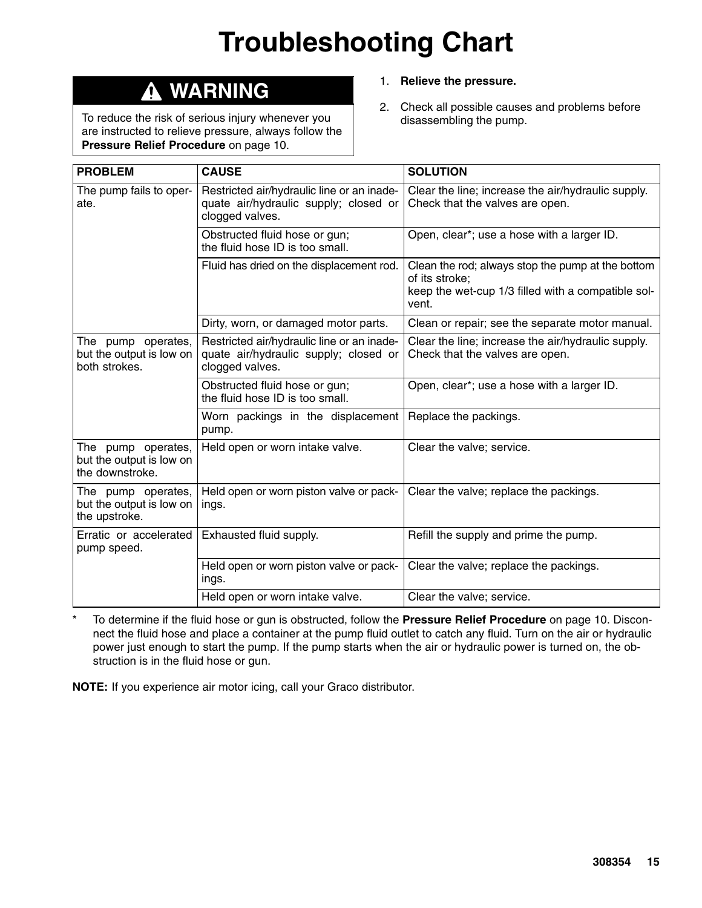# Troubleshooting Chart

## ⚠ WARNING

To reduce the risk of serious injury whenever you are instructed to relieve pressure, always follow the **Pressure Relief Procedure** on page 10.

1. **Relieve the pressure.**
2. Check all possible causes and problems before disassembling the pump.

| PROBLEM | CAUSE | SOLUTION |
| --- | --- | --- |
| The pump fails to operate. | Restricted air/hydraulic line or an inadequate air/hydraulic supply; closed or clogged valves. | Clear the line; increase the air/hydraulic supply. Check that the valves are open. |
| | Obstructed fluid hose or gun; the fluid hose ID is too small. | Open, clear*; use a hose with a larger ID. |
| | Fluid has dried on the displacement rod. | Clean the rod; always stop the pump at the bottom of its stroke; keep the wet-cup 1/3 filled with a compatible solvent. |
| | Dirty, worn, or damaged motor parts. | Clean or repair; see the separate motor manual. |
| The pump operates, but the output is low on both strokes. | Restricted air/hydraulic line or an inadequate air/hydraulic supply; closed or clogged valves. | Clear the line; increase the air/hydraulic supply. Check that the valves are open. |
| | Obstructed fluid hose or gun; the fluid hose ID is too small. | Open, clear*; use a hose with a larger ID. |
| | Worn packings in the displacement pump. | Replace the packings. |
| The pump operates, but the output is low on the downstroke. | Held open or worn intake valve. | Clear the valve; service. |
| The pump operates, but the output is low on the upstroke. | Held open or worn piston valve or packings. | Clear the valve; replace the packings. |
| Erratic or accelerated pump speed. | Exhausted fluid supply. | Refill the supply and prime the pump. |
| | Held open or worn piston valve or packings. | Clear the valve; replace the packings. |
| | Held open or worn intake valve. | Clear the valve; service. |

\* To determine if the fluid hose or gun is obstructed, follow the **Pressure Relief Procedure** on page 10. Disconnect the fluid hose and place a container at the pump fluid outlet to catch any fluid. Turn on the air or hydraulic power just enough to start the pump. If the pump starts when the air or hydraulic power is turned on, the obstruction is in the fluid hose or gun.

**NOTE:** If you experience air motor icing, call your Graco distributor.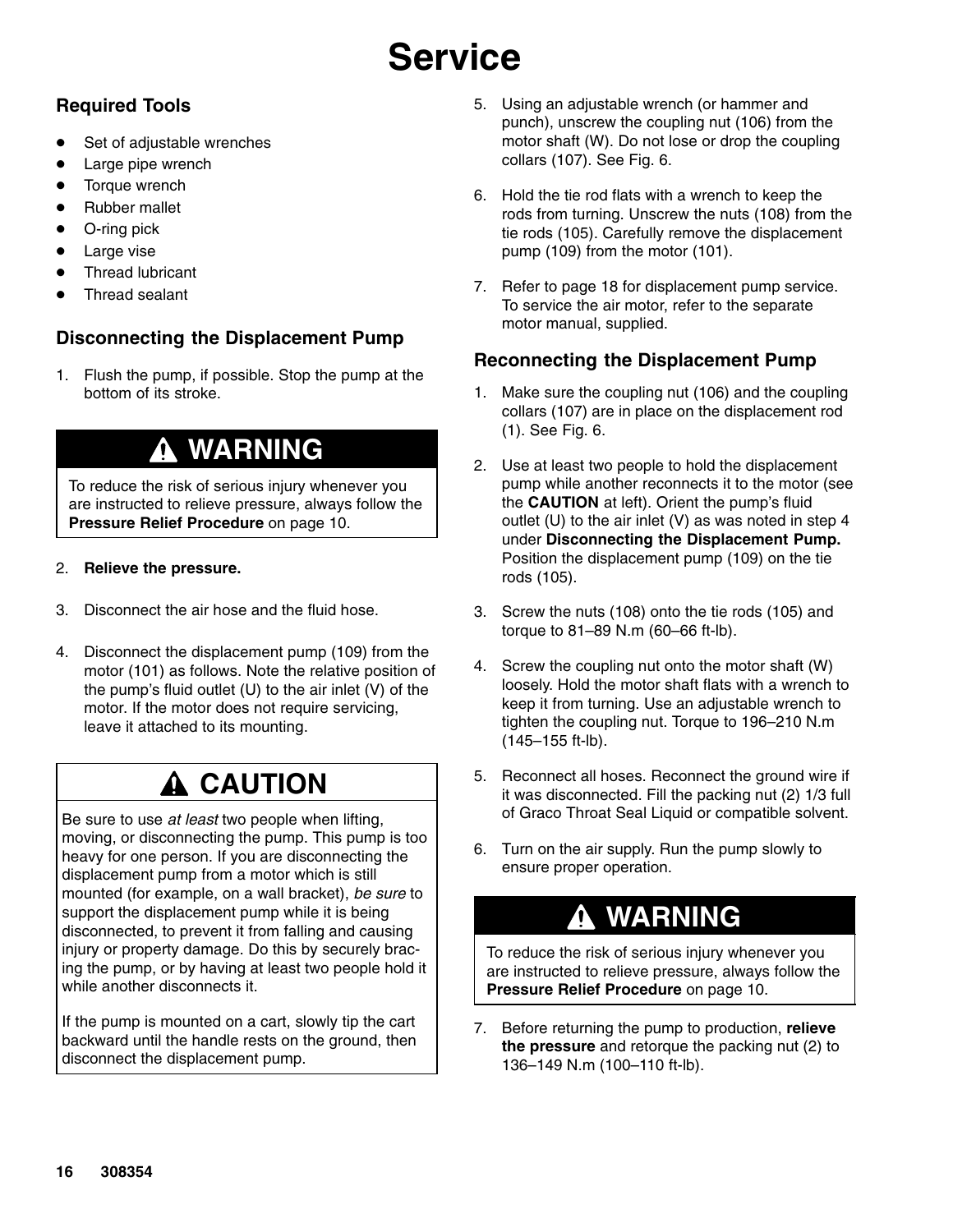# Service

## Required Tools

- Set of adjustable wrenches
- Large pipe wrench
- Torque wrench
- Rubber mallet
- O-ring pick
- Large vise
- Thread lubricant
- Thread sealant

## Disconnecting the Displacement Pump

1. Flush the pump, if possible. Stop the pump at the bottom of its stroke.

> **⚠ WARNING**
>
> To reduce the risk of serious injury whenever you are instructed to relieve pressure, always follow the **Pressure Relief Procedure** on page 10.

2. **Relieve the pressure.**
3. Disconnect the air hose and the fluid hose.
4. Disconnect the displacement pump (109) from the motor (101) as follows. Note the relative position of the pump's fluid outlet (U) to the air inlet (V) of the motor. If the motor does not require servicing, leave it attached to its mounting.

> **⚠ CAUTION**
>
> Be sure to use *at least* two people when lifting, moving, or disconnecting the pump. This pump is too heavy for one person. If you are disconnecting the displacement pump from a motor which is still mounted (for example, on a wall bracket), *be sure* to support the displacement pump while it is being disconnected, to prevent it from falling and causing injury or property damage. Do this by securely bracing the pump, or by having at least two people hold it while another disconnects it.
>
> If the pump is mounted on a cart, slowly tip the cart backward until the handle rests on the ground, then disconnect the displacement pump.

5. Using an adjustable wrench (or hammer and punch), unscrew the coupling nut (106) from the motor shaft (W). Do not lose or drop the coupling collars (107). See Fig. 6.
6. Hold the tie rod flats with a wrench to keep the rods from turning. Unscrew the nuts (108) from the tie rods (105). Carefully remove the displacement pump (109) from the motor (101).
7. Refer to page 18 for displacement pump service. To service the air motor, refer to the separate motor manual, supplied.

## Reconnecting the Displacement Pump

1. Make sure the coupling nut (106) and the coupling collars (107) are in place on the displacement rod (1). See Fig. 6.
2. Use at least two people to hold the displacement pump while another reconnects it to the motor (see the **CAUTION** at left). Orient the pump's fluid outlet (U) to the air inlet (V) as was noted in step 4 under **Disconnecting the Displacement Pump.** Position the displacement pump (109) on the tie rods (105).
3. Screw the nuts (108) onto the tie rods (105) and torque to 81–89 N.m (60–66 ft-lb).
4. Screw the coupling nut onto the motor shaft (W) loosely. Hold the motor shaft flats with a wrench to keep it from turning. Use an adjustable wrench to tighten the coupling nut. Torque to 196–210 N.m (145–155 ft-lb).
5. Reconnect all hoses. Reconnect the ground wire if it was disconnected. Fill the packing nut (2) 1/3 full of Graco Throat Seal Liquid or compatible solvent.
6. Turn on the air supply. Run the pump slowly to ensure proper operation.

> **⚠ WARNING**
>
> To reduce the risk of serious injury whenever you are instructed to relieve pressure, always follow the **Pressure Relief Procedure** on page 10.

7. Before returning the pump to production, **relieve the pressure** and retorque the packing nut (2) to 136–149 N.m (100–110 ft-lb).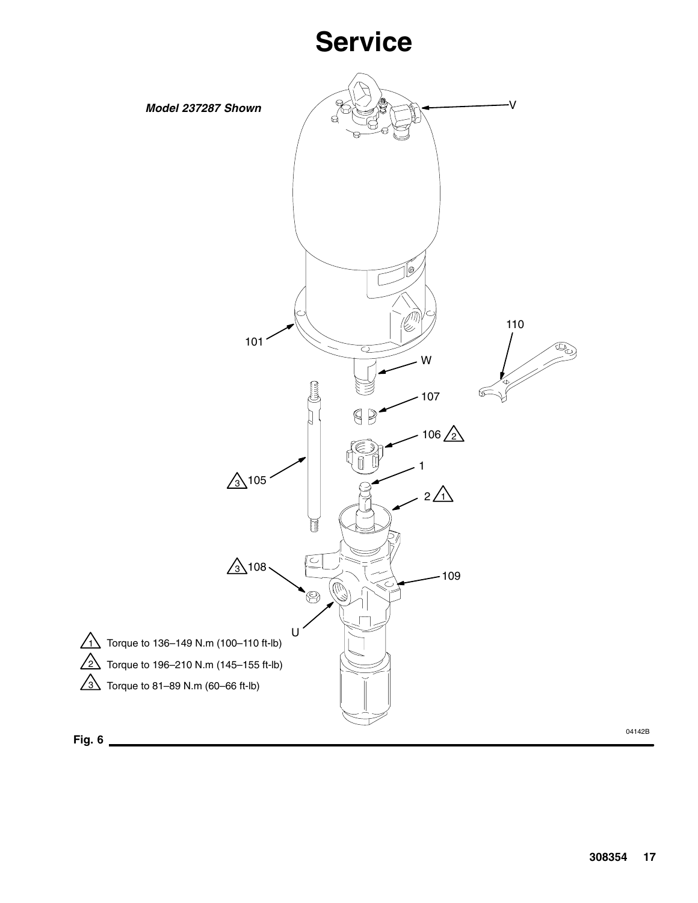# Service

*Model 237287 Shown*

V

101

110

W

107

106 ⚠2

1

⚠3 105

2 ⚠1

⚠3 108

109

U

⚠1 Torque to 136–149 N.m (100–110 ft-lb)

⚠2 Torque to 196–210 N.m (145–155 ft-lb)

⚠3 Torque to 81–89 N.m (60–66 ft-lb)

04142B

**Fig. 6**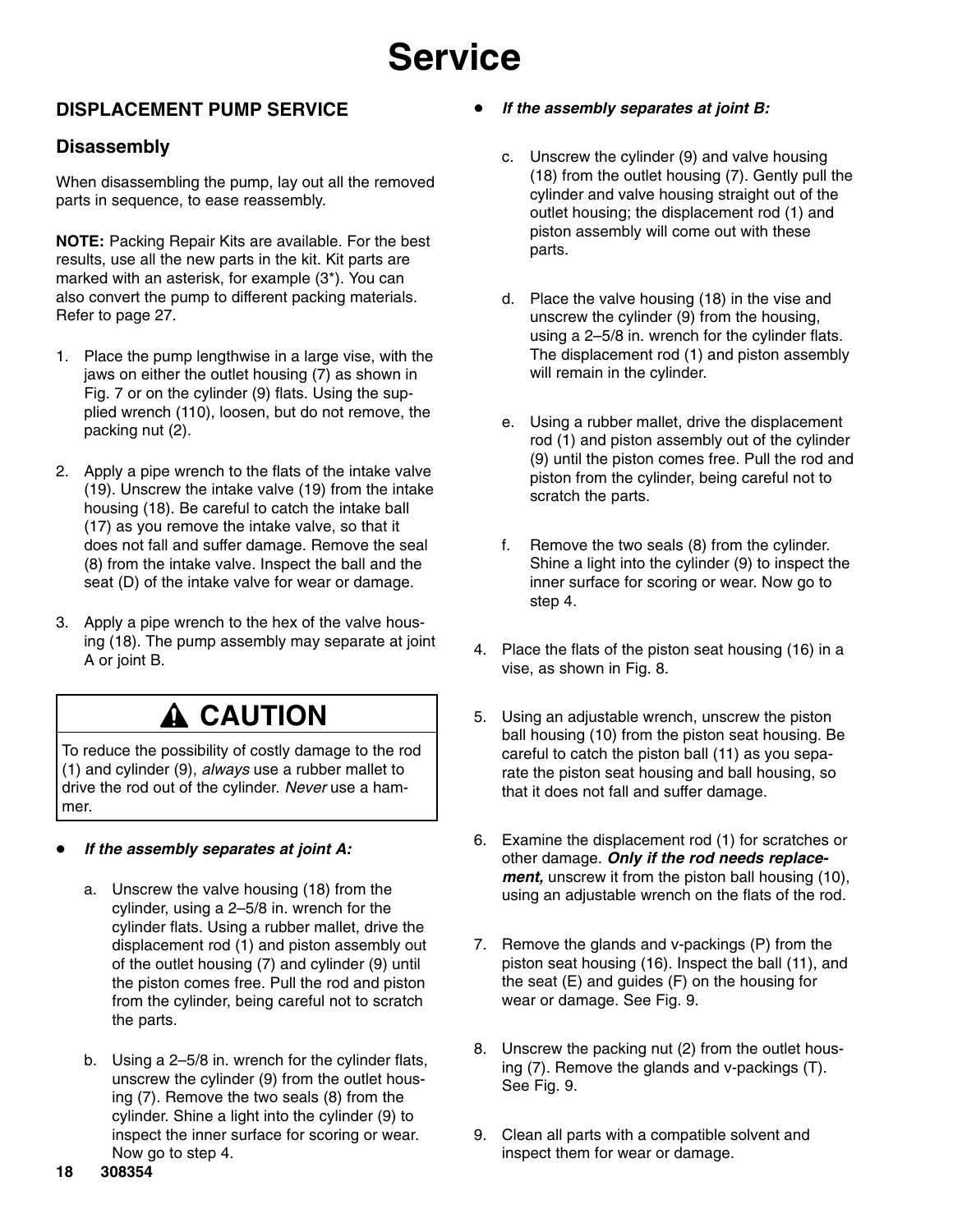# Service

## DISPLACEMENT PUMP SERVICE

### Disassembly

When disassembling the pump, lay out all the removed parts in sequence, to ease reassembly.

**NOTE:** Packing Repair Kits are available. For the best results, use all the new parts in the kit. Kit parts are marked with an asterisk, for example (3*). You can also convert the pump to different packing materials. Refer to page 27.

1. Place the pump lengthwise in a large vise, with the jaws on either the outlet housing (7) as shown in Fig. 7 or on the cylinder (9) flats. Using the supplied wrench (110), loosen, but do not remove, the packing nut (2).

2. Apply a pipe wrench to the flats of the intake valve (19). Unscrew the intake valve (19) from the intake housing (18). Be careful to catch the intake ball (17) as you remove the intake valve, so that it does not fall and suffer damage. Remove the seal (8) from the intake valve. Inspect the ball and the seat (D) of the intake valve for wear or damage.

3. Apply a pipe wrench to the hex of the valve housing (18). The pump assembly may separate at joint A or joint B.

> **⚠ CAUTION**
>
> To reduce the possibility of costly damage to the rod (1) and cylinder (9), *always* use a rubber mallet to drive the rod out of the cylinder. *Never* use a hammer.

- ***If the assembly separates at joint A:***

   a. Unscrew the valve housing (18) from the cylinder, using a 2–5/8 in. wrench for the cylinder flats. Using a rubber mallet, drive the displacement rod (1) and piston assembly out of the outlet housing (7) and cylinder (9) until the piston comes free. Pull the rod and piston from the cylinder, being careful not to scratch the parts.

   b. Using a 2–5/8 in. wrench for the cylinder flats, unscrew the cylinder (9) from the outlet housing (7). Remove the two seals (8) from the cylinder. Shine a light into the cylinder (9) to inspect the inner surface for scoring or wear. Now go to step 4.

- ***If the assembly separates at joint B:***

   c. Unscrew the cylinder (9) and valve housing (18) from the outlet housing (7). Gently pull the cylinder and valve housing straight out of the outlet housing; the displacement rod (1) and piston assembly will come out with these parts.

   d. Place the valve housing (18) in the vise and unscrew the cylinder (9) from the housing, using a 2–5/8 in. wrench for the cylinder flats. The displacement rod (1) and piston assembly will remain in the cylinder.

   e. Using a rubber mallet, drive the displacement rod (1) and piston assembly out of the cylinder (9) until the piston comes free. Pull the rod and piston from the cylinder, being careful not to scratch the parts.

   f. Remove the two seals (8) from the cylinder. Shine a light into the cylinder (9) to inspect the inner surface for scoring or wear. Now go to step 4.

4. Place the flats of the piston seat housing (16) in a vise, as shown in Fig. 8.

5. Using an adjustable wrench, unscrew the piston ball housing (10) from the piston seat housing. Be careful to catch the piston ball (11) as you separate the piston seat housing and ball housing, so that it does not fall and suffer damage.

6. Examine the displacement rod (1) for scratches or other damage. ***Only if the rod needs replacement,*** unscrew it from the piston ball housing (10), using an adjustable wrench on the flats of the rod.

7. Remove the glands and v-packings (P) from the piston seat housing (16). Inspect the ball (11), and the seat (E) and guides (F) on the housing for wear or damage. See Fig. 9.

8. Unscrew the packing nut (2) from the outlet housing (7). Remove the glands and v-packings (T). See Fig. 9.

9. Clean all parts with a compatible solvent and inspect them for wear or damage.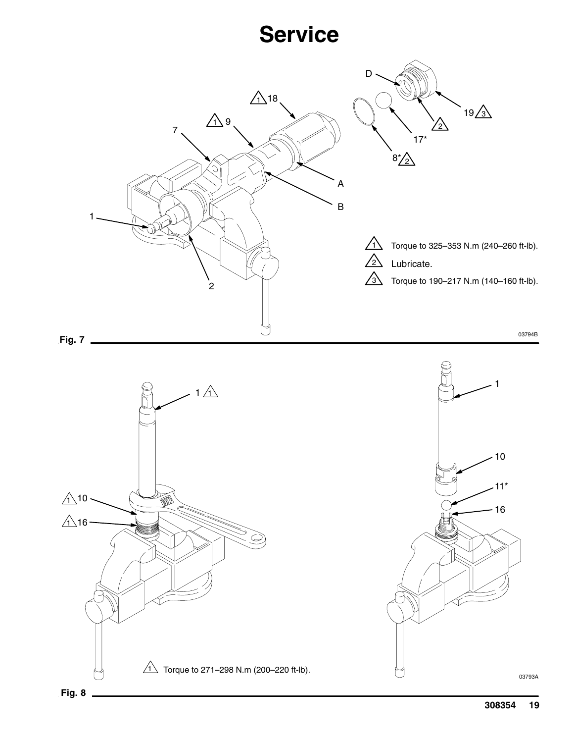# Service

1. Torque to 325–353 N.m (240–260 ft-lb).
2. Lubricate.
3. Torque to 190–217 N.m (140–160 ft-lb).

03794B

Fig. 7

1. Torque to 271–298 N.m (200–220 ft-lb).

03793A

Fig. 8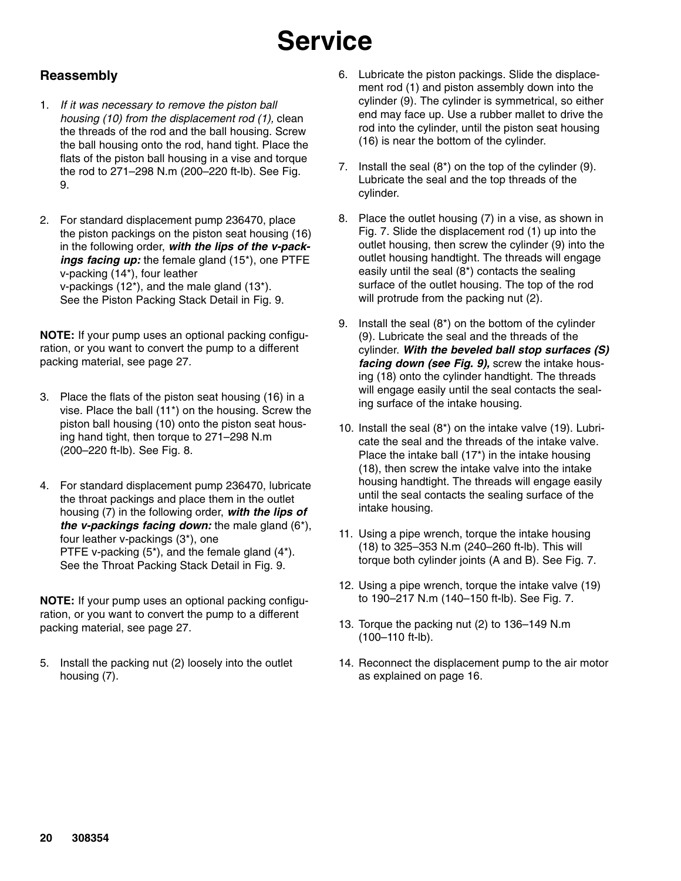# Service

## Reassembly

1. *If it was necessary to remove the piston ball housing (10) from the displacement rod (1),* clean the threads of the rod and the ball housing. Screw the ball housing onto the rod, hand tight. Place the flats of the piston ball housing in a vise and torque the rod to 271–298 N.m (200–220 ft-lb). See Fig. 9.

2. For standard displacement pump 236470, place the piston packings on the piston seat housing (16) in the following order, ***with the lips of the v-packings facing up:*** the female gland (15*), one PTFE v-packing (14*), four leather v-packings (12*), and the male gland (13*). See the Piston Packing Stack Detail in Fig. 9.

**NOTE:** If your pump uses an optional packing configuration, or you want to convert the pump to a different packing material, see page 27.

3. Place the flats of the piston seat housing (16) in a vise. Place the ball (11*) on the housing. Screw the piston ball housing (10) onto the piston seat housing hand tight, then torque to 271–298 N.m (200–220 ft-lb). See Fig. 8.

4. For standard displacement pump 236470, lubricate the throat packings and place them in the outlet housing (7) in the following order, ***with the lips of the v-packings facing down:*** the male gland (6*), four leather v-packings (3*), one PTFE v-packing (5*), and the female gland (4*). See the Throat Packing Stack Detail in Fig. 9.

**NOTE:** If your pump uses an optional packing configuration, or you want to convert the pump to a different packing material, see page 27.

5. Install the packing nut (2) loosely into the outlet housing (7).

6. Lubricate the piston packings. Slide the displacement rod (1) and piston assembly down into the cylinder (9). The cylinder is symmetrical, so either end may face up. Use a rubber mallet to drive the rod into the cylinder, until the piston seat housing (16) is near the bottom of the cylinder.

7. Install the seal (8*) on the top of the cylinder (9). Lubricate the seal and the top threads of the cylinder.

8. Place the outlet housing (7) in a vise, as shown in Fig. 7. Slide the displacement rod (1) up into the outlet housing, then screw the cylinder (9) into the outlet housing handtight. The threads will engage easily until the seal (8*) contacts the sealing surface of the outlet housing. The top of the rod will protrude from the packing nut (2).

9. Install the seal (8*) on the bottom of the cylinder (9). Lubricate the seal and the threads of the cylinder. ***With the beveled ball stop surfaces (S) facing down (see Fig. 9),*** screw the intake housing (18) onto the cylinder handtight. The threads will engage easily until the seal contacts the sealing surface of the intake housing.

10. Install the seal (8*) on the intake valve (19). Lubricate the seal and the threads of the intake valve. Place the intake ball (17*) in the intake housing (18), then screw the intake valve into the intake housing handtight. The threads will engage easily until the seal contacts the sealing surface of the intake housing.

11. Using a pipe wrench, torque the intake housing (18) to 325–353 N.m (240–260 ft-lb). This will torque both cylinder joints (A and B). See Fig. 7.

12. Using a pipe wrench, torque the intake valve (19) to 190–217 N.m (140–150 ft-lb). See Fig. 7.

13. Torque the packing nut (2) to 136–149 N.m (100–110 ft-lb).

14. Reconnect the displacement pump to the air motor as explained on page 16.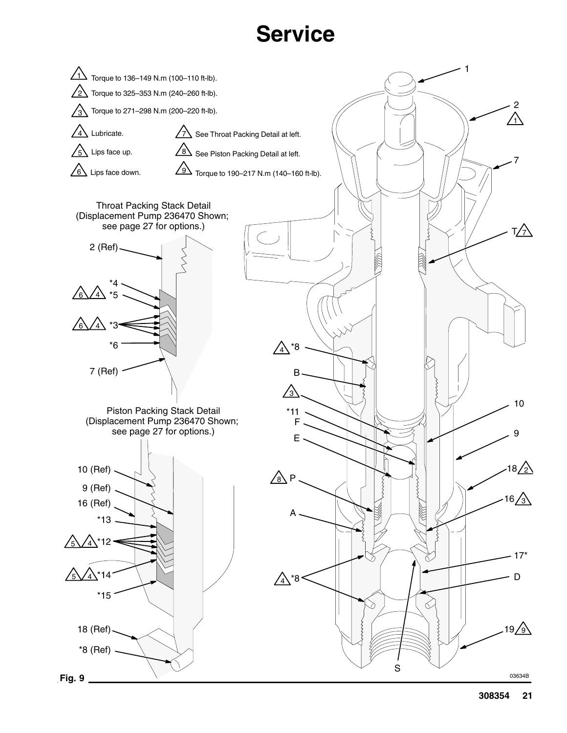# Service

1. Torque to 136–149 N.m (100–110 ft-lb).
2. Torque to 325–353 N.m (240–260 ft-lb).
3. Torque to 271–298 N.m (200–220 ft-lb).
4. Lubricate.
5. Lips face up.
6. Lips face down.
7. See Throat Packing Detail at left.
8. See Piston Packing Detail at left.
9. Torque to 190–217 N.m (140–160 ft-lb).

Throat Packing Stack Detail (Displacement Pump 236470 Shown; see page 27 for options.)

Piston Packing Stack Detail (Displacement Pump 236470 Shown; see page 27 for options.)

Fig. 9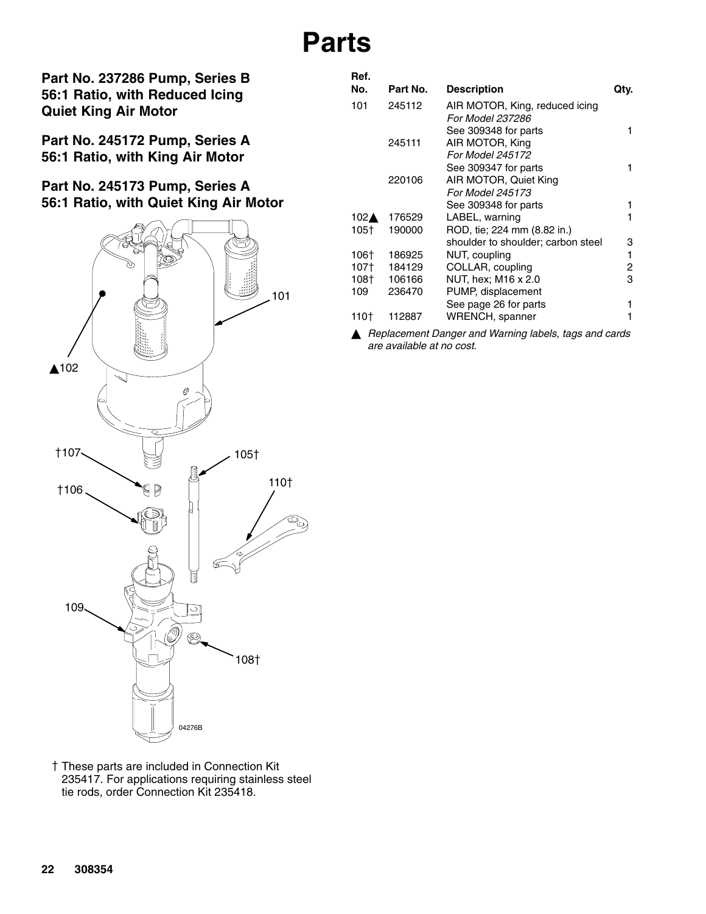# Parts

**Part No. 237286 Pump, Series B 56:1 Ratio, with Reduced Icing Quiet King Air Motor**

**Part No. 245172 Pump, Series A 56:1 Ratio, with King Air Motor**

**Part No. 245173 Pump, Series A 56:1 Ratio, with Quiet King Air Motor**

| Ref. No. | Part No. | Description | Qty. |
|---|---|---|---|
| 101 | 245112 | AIR MOTOR, King, reduced icing *For Model 237286* See 309348 for parts | 1 |
| | 245111 | AIR MOTOR, King *For Model 245172* See 309347 for parts | 1 |
| | 220106 | AIR MOTOR, Quiet King *For Model 245173* See 309348 for parts | 1 |
| 102▲ | 176529 | LABEL, warning | 1 |
| 105† | 190000 | ROD, tie; 224 mm (8.82 in.) shoulder to shoulder; carbon steel | 3 |
| 106† | 186925 | NUT, coupling | 1 |
| 107† | 184129 | COLLAR, coupling | 2 |
| 108† | 106166 | NUT, hex; M16 x 2.0 | 3 |
| 109 | 236470 | PUMP, displacement See page 26 for parts | 1 |
| 110† | 112887 | WRENCH, spanner | 1 |

▲ *Replacement Danger and Warning labels, tags and cards are available at no cost.*

† These parts are included in Connection Kit 235417. For applications requiring stainless steel tie rods, order Connection Kit 235418.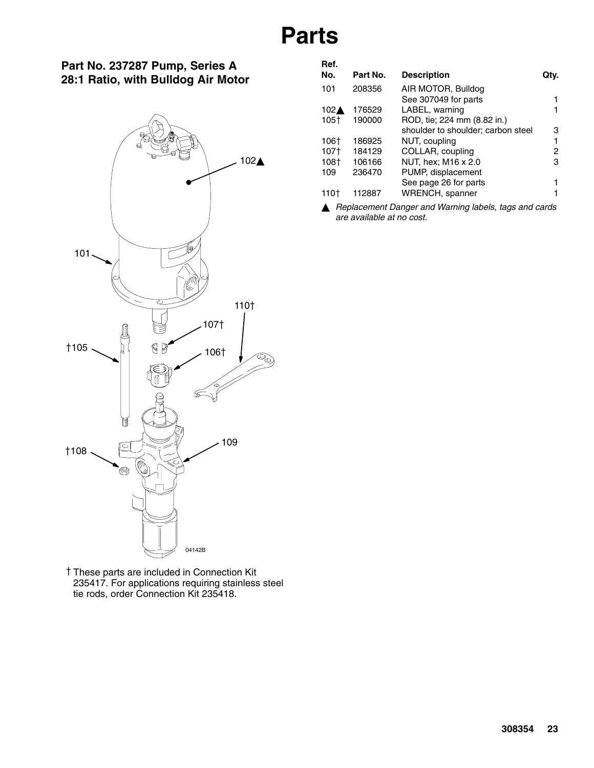# Parts

## Part No. 237287 Pump, Series A 28:1 Ratio, with Bulldog Air Motor

| Ref. No. | Part No. | Description | Qty. |
|---|---|---|---|
| 101 | 208356 | AIR MOTOR, Bulldog See 307049 for parts | 1 |
| 102▲ | 176529 | LABEL, warning | 1 |
| 105† | 190000 | ROD, tie; 224 mm (8.82 in.) shoulder to shoulder; carbon steel | 3 |
| 106† | 186925 | NUT, coupling | 1 |
| 107† | 184129 | COLLAR, coupling | 2 |
| 108† | 106166 | NUT, hex; M16 x 2.0 | 3 |
| 109 | 236470 | PUMP, displacement See page 26 for parts | 1 |
| 110† | 112887 | WRENCH, spanner | 1 |

▲ *Replacement Danger and Warning labels, tags and cards are available at no cost.*

† These parts are included in Connection Kit 235417. For applications requiring stainless steel tie rods, order Connection Kit 235418.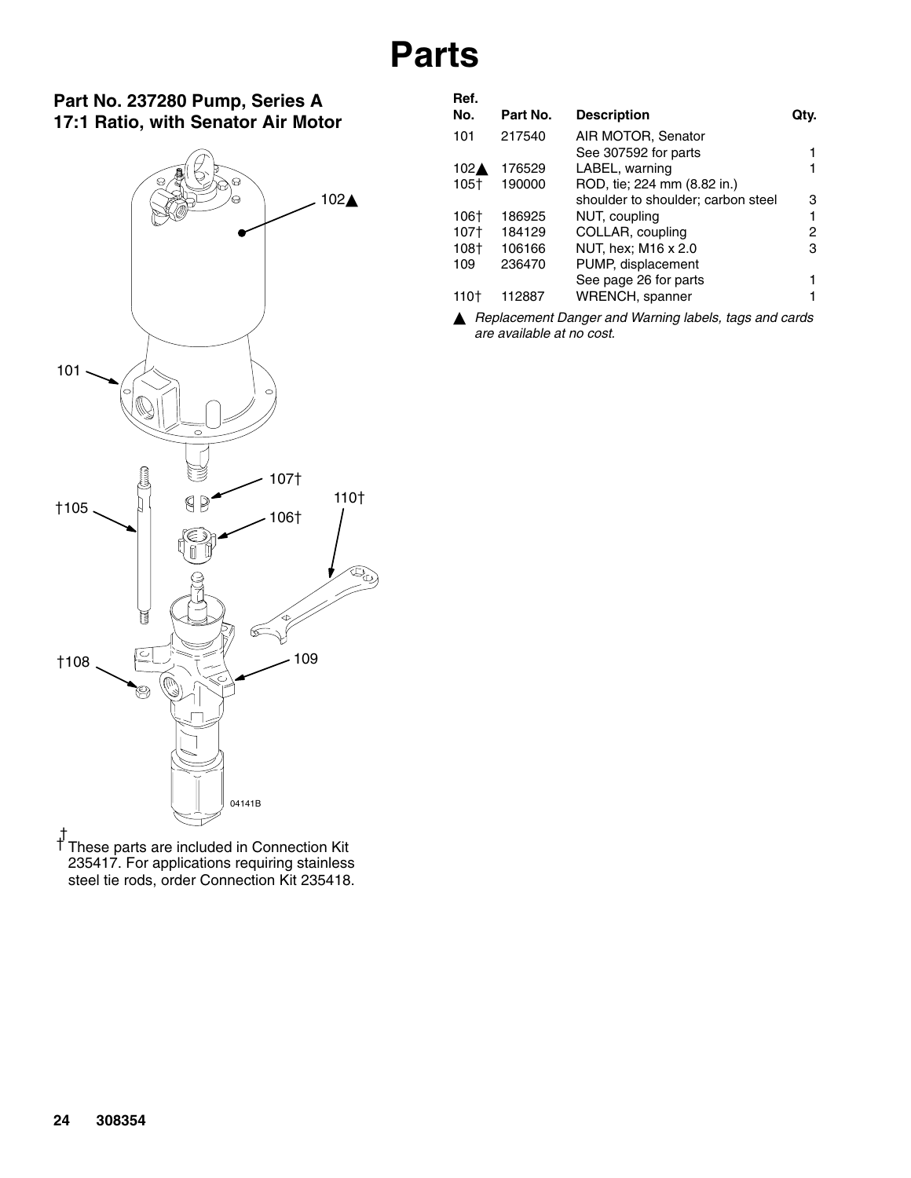# Parts

## Part No. 237280 Pump, Series A 17:1 Ratio, with Senator Air Motor

| Ref. No. | Part No. | Description | Qty. |
|---|---|---|---|
| 101 | 217540 | AIR MOTOR, Senator See 307592 for parts | 1 |
| 102▲ | 176529 | LABEL, warning | 1 |
| 105† | 190000 | ROD, tie; 224 mm (8.82 in.) shoulder to shoulder; carbon steel | 3 |
| 106† | 186925 | NUT, coupling | 1 |
| 107† | 184129 | COLLAR, coupling | 2 |
| 108† | 106166 | NUT, hex; M16 x 2.0 | 3 |
| 109 | 236470 | PUMP, displacement See page 26 for parts | 1 |
| 110† | 112887 | WRENCH, spanner | 1 |

▲ *Replacement Danger and Warning labels, tags and cards are available at no cost.*

† These parts are included in Connection Kit 235417. For applications requiring stainless steel tie rods, order Connection Kit 235418.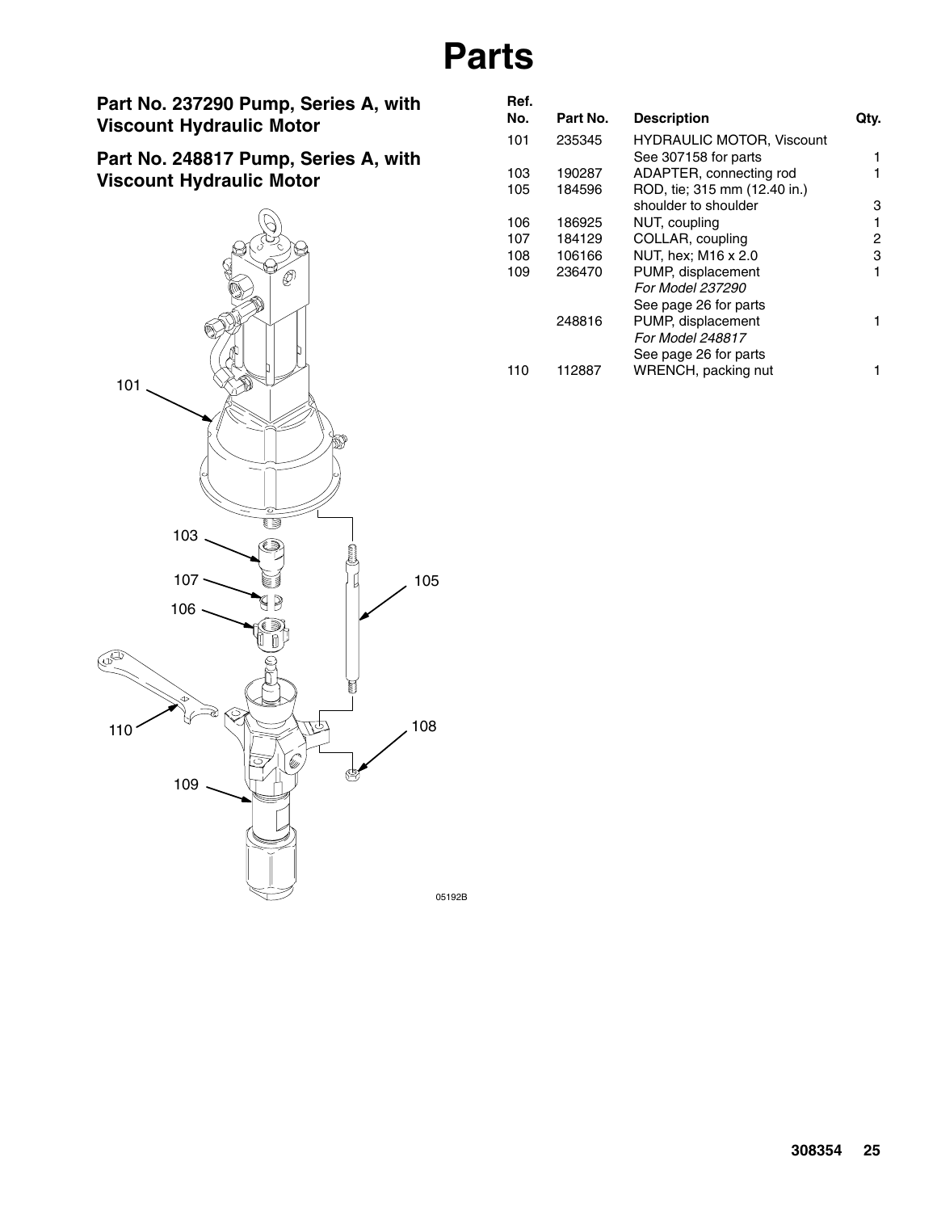# Parts

**Part No. 237290 Pump, Series A, with Viscount Hydraulic Motor**

**Part No. 248817 Pump, Series A, with Viscount Hydraulic Motor**

101

103

107

106

110

109

105

108

05192B

| Ref. No. | Part No. | Description | Qty. |
|---|---|---|---|
| 101 | 235345 | HYDRAULIC MOTOR, Viscount See 307158 for parts | 1 |
| 103 | 190287 | ADAPTER, connecting rod | 1 |
| 105 | 184596 | ROD, tie; 315 mm (12.40 in.) shoulder to shoulder | 3 |
| 106 | 186925 | NUT, coupling | 1 |
| 107 | 184129 | COLLAR, coupling | 2 |
| 108 | 106166 | NUT, hex; M16 x 2.0 | 3 |
| 109 | 236470 | PUMP, displacement *For Model 237290* See page 26 for parts | 1 |
| | 248816 | PUMP, displacement *For Model 248817* See page 26 for parts | 1 |
| 110 | 112887 | WRENCH, packing nut | 1 |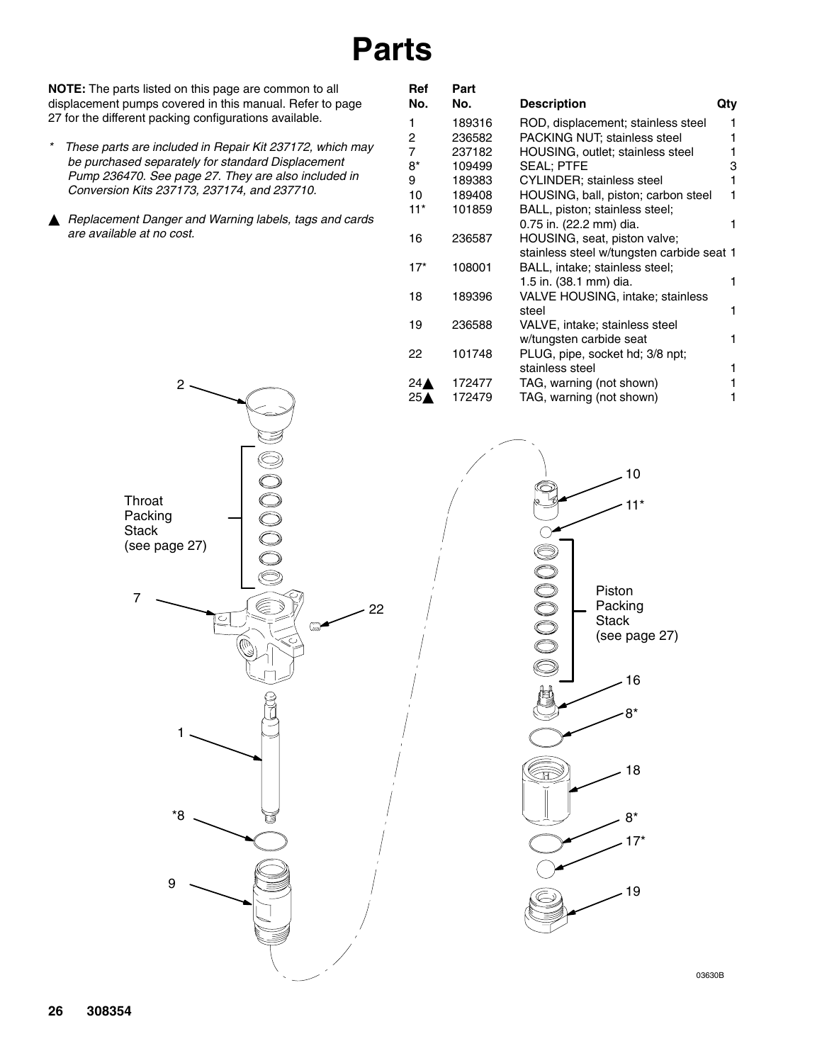# Parts

**NOTE:** The parts listed on this page are common to all displacement pumps covered in this manual. Refer to page 27 for the different packing configurations available.

\* *These parts are included in Repair Kit 237172, which may be purchased separately for standard Displacement Pump 236470. See page 27. They are also included in Conversion Kits 237173, 237174, and 237710.*

▲ *Replacement Danger and Warning labels, tags and cards are available at no cost.*

| Ref No. | Part No. | Description | Qty |
|---|---|---|---|
| 1 | 189316 | ROD, displacement; stainless steel | 1 |
| 2 | 236582 | PACKING NUT; stainless steel | 1 |
| 7 | 237182 | HOUSING, outlet; stainless steel | 1 |
| 8* | 109499 | SEAL; PTFE | 3 |
| 9 | 189383 | CYLINDER; stainless steel | 1 |
| 10 | 189408 | HOUSING, ball, piston; carbon steel | 1 |
| 11* | 101859 | BALL, piston; stainless steel; 0.75 in. (22.2 mm) dia. | 1 |
| 16 | 236587 | HOUSING, seat, piston valve; stainless steel w/tungsten carbide seat | 1 |
| 17* | 108001 | BALL, intake; stainless steel; 1.5 in. (38.1 mm) dia. | 1 |
| 18 | 189396 | VALVE HOUSING, intake; stainless steel | 1 |
| 19 | 236588 | VALVE, intake; stainless steel w/tungsten carbide seat | 1 |
| 22 | 101748 | PLUG, pipe, socket hd; 3/8 npt; stainless steel | 1 |
| 24▲ | 172477 | TAG, warning (not shown) | 1 |
| 25▲ | 172479 | TAG, warning (not shown) | 1 |

Throat Packing Stack (see page 27)

Piston Packing Stack (see page 27)

03630B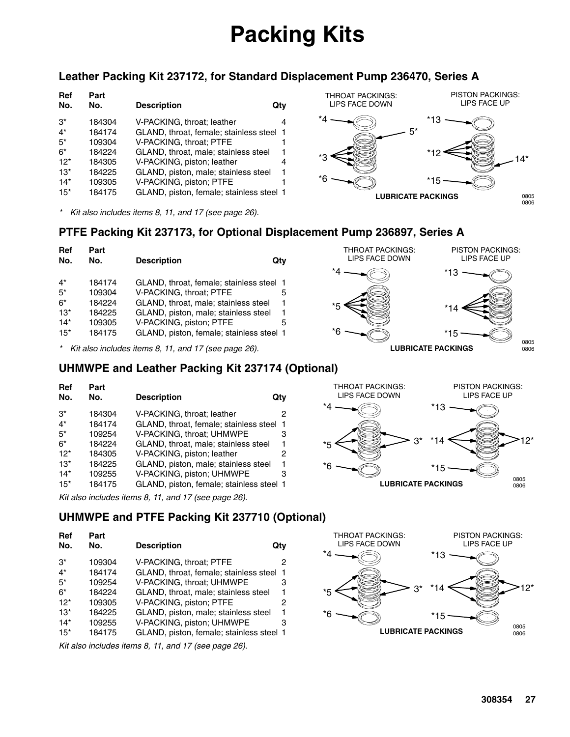# Packing Kits

## Leather Packing Kit 237172, for Standard Displacement Pump 236470, Series A

| Ref No. | Part No. | Description | Qty |
|---|---|---|---|
| 3* | 184304 | V-PACKING, throat; leather | 4 |
| 4* | 184174 | GLAND, throat, female; stainless steel | 1 |
| 5* | 109304 | V-PACKING, throat; PTFE | 1 |
| 6* | 184224 | GLAND, throat, male; stainless steel | 1 |
| 12* | 184305 | V-PACKING, piston; leather | 4 |
| 13* | 184225 | GLAND, piston, male; stainless steel | 1 |
| 14* | 109305 | V-PACKING, piston; PTFE | 1 |
| 15* | 184175 | GLAND, piston, female; stainless steel | 1 |

*\* Kit also includes items 8, 11, and 17 (see page 26).*

THROAT PACKINGS: LIPS FACE DOWN

PISTON PACKINGS: LIPS FACE UP

**LUBRICATE PACKINGS**

## PTFE Packing Kit 237173, for Optional Displacement Pump 236897, Series A

| Ref No. | Part No. | Description | Qty |
|---|---|---|---|
| 4* | 184174 | GLAND, throat, female; stainless steel | 1 |
| 5* | 109304 | V-PACKING, throat; PTFE | 5 |
| 6* | 184224 | GLAND, throat, male; stainless steel | 1 |
| 13* | 184225 | GLAND, piston, male; stainless steel | 1 |
| 14* | 109305 | V-PACKING, piston; PTFE | 5 |
| 15* | 184175 | GLAND, piston, female; stainless steel | 1 |

*\* Kit also includes items 8, 11, and 17 (see page 26).*

THROAT PACKINGS: LIPS FACE DOWN

PISTON PACKINGS: LIPS FACE UP

**LUBRICATE PACKINGS**

## UHMWPE and Leather Packing Kit 237174 (Optional)

| Ref No. | Part No. | Description | Qty |
|---|---|---|---|
| 3* | 184304 | V-PACKING, throat; leather | 2 |
| 4* | 184174 | GLAND, throat, female; stainless steel | 1 |
| 5* | 109254 | V-PACKING, throat; UHMWPE | 3 |
| 6* | 184224 | GLAND, throat, male; stainless steel | 1 |
| 12* | 184305 | V-PACKING, piston; leather | 2 |
| 13* | 184225 | GLAND, piston, male; stainless steel | 1 |
| 14* | 109255 | V-PACKING, piston; UHMWPE | 3 |
| 15* | 184175 | GLAND, piston, female; stainless steel | 1 |

*Kit also includes items 8, 11, and 17 (see page 26).*

THROAT PACKINGS: LIPS FACE DOWN

PISTON PACKINGS: LIPS FACE UP

**LUBRICATE PACKINGS**

## UHMWPE and PTFE Packing Kit 237710 (Optional)

| Ref No. | Part No. | Description | Qty |
|---|---|---|---|
| 3* | 109304 | V-PACKING, throat; PTFE | 2 |
| 4* | 184174 | GLAND, throat, female; stainless steel | 1 |
| 5* | 109254 | V-PACKING, throat; UHMWPE | 3 |
| 6* | 184224 | GLAND, throat, male; stainless steel | 1 |
| 12* | 109305 | V-PACKING, piston; PTFE | 2 |
| 13* | 184225 | GLAND, piston, male; stainless steel | 1 |
| 14* | 109255 | V-PACKING, piston; UHMWPE | 3 |
| 15* | 184175 | GLAND, piston, female; stainless steel | 1 |

*Kit also includes items 8, 11, and 17 (see page 26).*

THROAT PACKINGS: LIPS FACE DOWN

PISTON PACKINGS: LIPS FACE UP

**LUBRICATE PACKINGS**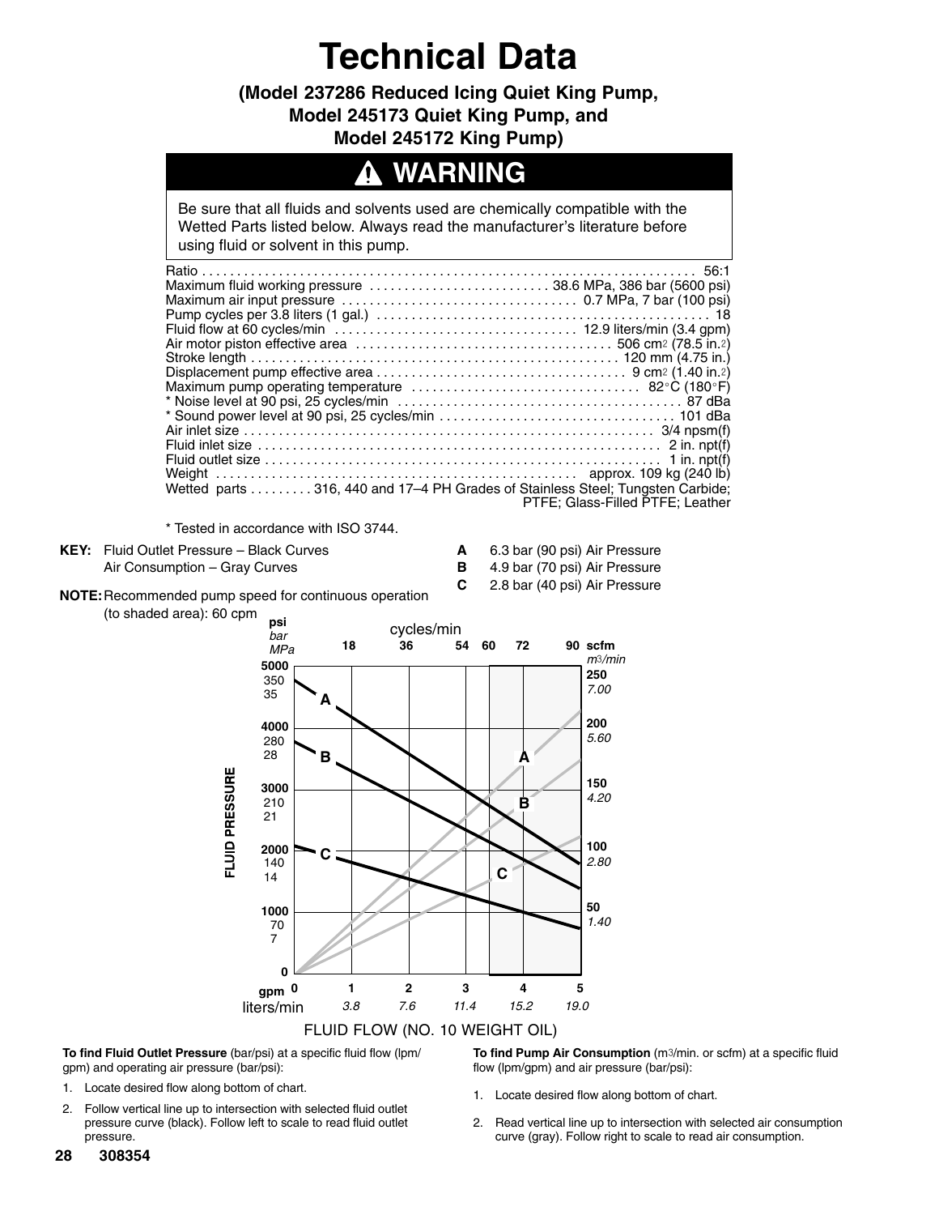# Technical Data

**(Model 237286 Reduced Icing Quiet King Pump, Model 245173 Quiet King Pump, and Model 245172 King Pump)**

## ⚠ WARNING

Be sure that all fluids and solvents used are chemically compatible with the Wetted Parts listed below. Always read the manufacturer's literature before using fluid or solvent in this pump.

| | |
|---|---|
| Ratio | 56:1 |
| Maximum fluid working pressure | 38.6 MPa, 386 bar (5600 psi) |
| Maximum air input pressure | 0.7 MPa, 7 bar (100 psi) |
| Pump cycles per 3.8 liters (1 gal.) | 18 |
| Fluid flow at 60 cycles/min | 12.9 liters/min (3.4 gpm) |
| Air motor piston effective area | 506 cm² (78.5 in.²) |
| Stroke length | 120 mm (4.75 in.) |
| Displacement pump effective area | 9 cm² (1.40 in.²) |
| Maximum pump operating temperature | 82°C (180°F) |
| * Noise level at 90 psi, 25 cycles/min | 87 dBa |
| * Sound power level at 90 psi, 25 cycles/min | 101 dBa |
| Air inlet size | 3/4 npsm(f) |
| Fluid inlet size | 2 in. npt(f) |
| Fluid outlet size | 1 in. npt(f) |
| Weight | approx. 109 kg (240 lb) |
| Wetted parts | 316, 440 and 17–4 PH Grades of Stainless Steel; Tungsten Carbide; PTFE; Glass-Filled PTFE; Leather |

\* Tested in accordance with ISO 3744.

**KEY:** Fluid Outlet Pressure – Black Curves
Air Consumption – Gray Curves

**A** 6.3 bar (90 psi) Air Pressure
**B** 4.9 bar (70 psi) Air Pressure
**C** 2.8 bar (40 psi) Air Pressure

**NOTE:** Recommended pump speed for continuous operation (to shaded area): 60 cpm

FLUID FLOW (NO. 10 WEIGHT OIL)

**To find Fluid Outlet Pressure** (bar/psi) at a specific fluid flow (lpm/gpm) and operating air pressure (bar/psi):

1. Locate desired flow along bottom of chart.
2. Follow vertical line up to intersection with selected fluid outlet pressure curve (black). Follow left to scale to read fluid outlet pressure.

**To find Pump Air Consumption** (m³/min. or scfm) at a specific fluid flow (lpm/gpm) and air pressure (bar/psi):

1. Locate desired flow along bottom of chart.
2. Read vertical line up to intersection with selected air consumption curve (gray). Follow right to scale to read air consumption.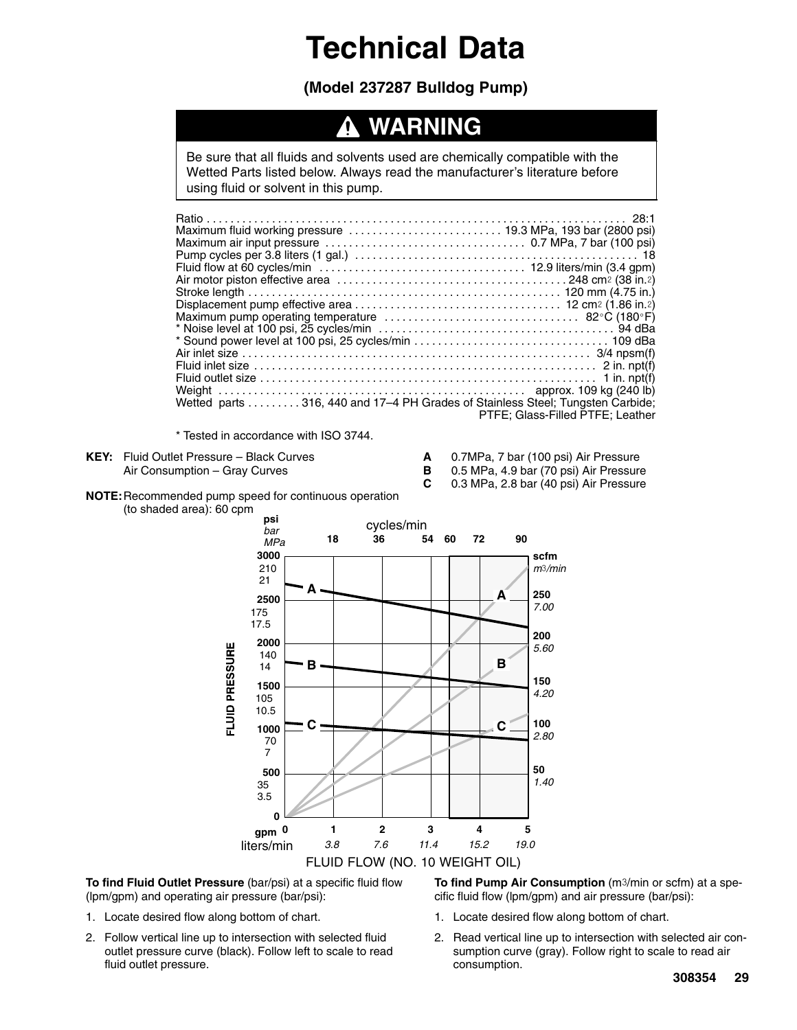# Technical Data

**(Model 237287 Bulldog Pump)**

## ⚠ WARNING

Be sure that all fluids and solvents used are chemically compatible with the Wetted Parts listed below. Always read the manufacturer's literature before using fluid or solvent in this pump.

| | |
|---|---|
| Ratio | 28:1 |
| Maximum fluid working pressure | 19.3 MPa, 193 bar (2800 psi) |
| Maximum air input pressure | 0.7 MPa, 7 bar (100 psi) |
| Pump cycles per 3.8 liters (1 gal.) | 18 |
| Fluid flow at 60 cycles/min | 12.9 liters/min (3.4 gpm) |
| Air motor piston effective area | 248 $cm^2$ (38 $in.^2$) |
| Stroke length | 120 mm (4.75 in.) |
| Displacement pump effective area | 12 $cm^2$ (1.86 $in.^2$) |
| Maximum pump operating temperature | 82°C (180°F) |
| * Noise level at 100 psi, 25 cycles/min | 94 dBa |
| * Sound power level at 100 psi, 25 cycles/min | 109 dBa |
| Air inlet size | 3/4 npsm(f) |
| Fluid inlet size | 2 in. npt(f) |
| Fluid outlet size | 1 in. npt(f) |
| Weight | approx. 109 kg (240 lb) |
| Wetted parts | 316, 440 and 17–4 PH Grades of Stainless Steel; Tungsten Carbide; PTFE; Glass-Filled PTFE; Leather |

\* Tested in accordance with ISO 3744.

**KEY:** Fluid Outlet Pressure – Black Curves
Air Consumption – Gray Curves

**A** 0.7MPa, 7 bar (100 psi) Air Pressure
**B** 0.5 MPa, 4.9 bar (70 psi) Air Pressure
**C** 0.3 MPa, 2.8 bar (40 psi) Air Pressure

**NOTE:** Recommended pump speed for continuous operation (to shaded area): 60 cpm

FLUID FLOW (NO. 10 WEIGHT OIL)

**To find Fluid Outlet Pressure** (bar/psi) at a specific fluid flow (lpm/gpm) and operating air pressure (bar/psi):

1. Locate desired flow along bottom of chart.
2. Follow vertical line up to intersection with selected fluid outlet pressure curve (black). Follow left to scale to read fluid outlet pressure.

**To find Pump Air Consumption** ($m^3$/min or scfm) at a specific fluid flow (lpm/gpm) and air pressure (bar/psi):

1. Locate desired flow along bottom of chart.
2. Read vertical line up to intersection with selected air consumption curve (gray). Follow right to scale to read air consumption.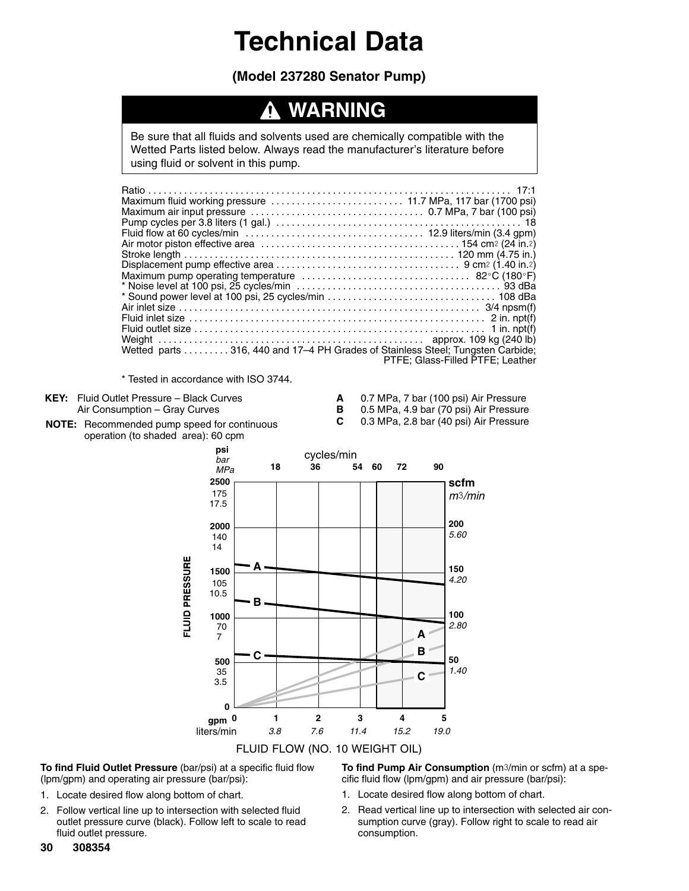# Technical Data

**(Model 237280 Senator Pump)**

## ⚠ WARNING

Be sure that all fluids and solvents used are chemically compatible with the Wetted Parts listed below. Always read the manufacturer's literature before using fluid or solvent in this pump.

| | |
|---|---|
| Ratio | 17:1 |
| Maximum fluid working pressure | 11.7 MPa, 117 bar (1700 psi) |
| Maximum air input pressure | 0.7 MPa, 7 bar (100 psi) |
| Pump cycles per 3.8 liters (1 gal.) | 18 |
| Fluid flow at 60 cycles/min | 12.9 liters/min (3.4 gpm) |
| Air motor piston effective area | 154 $cm^2$ (24 $in.^2$) |
| Stroke length | 120 mm (4.75 in.) |
| Displacement pump effective area | 9 $cm^2$ (1.40 $in.^2$) |
| Maximum pump operating temperature | 82°C (180°F) |
| * Noise level at 100 psi, 25 cycles/min | 93 dBa |
| * Sound power level at 100 psi, 25 cycles/min | 108 dBa |
| Air inlet size | 3/4 npsm(f) |
| Fluid inlet size | 2 in. npt(f) |
| Fluid outlet size | 1 in. npt(f) |
| Weight | approx. 109 kg (240 lb) |
| Wetted parts | 316, 440 and 17–4 PH Grades of Stainless Steel; Tungsten Carbide; PTFE; Glass-Filled PTFE; Leather |

* Tested in accordance with ISO 3744.

**KEY:** Fluid Outlet Pressure – Black Curves
Air Consumption – Gray Curves

**NOTE:** Recommended pump speed for continuous operation (to shaded area): 60 cpm

**A** 0.7 MPa, 7 bar (100 psi) Air Pressure
**B** 0.5 MPa, 4.9 bar (70 psi) Air Pressure
**C** 0.3 MPa, 2.8 bar (40 psi) Air Pressure

FLUID FLOW (NO. 10 WEIGHT OIL)

**To find Fluid Outlet Pressure** (bar/psi) at a specific fluid flow (lpm/gpm) and operating air pressure (bar/psi):

1. Locate desired flow along bottom of chart.
2. Follow vertical line up to intersection with selected fluid outlet pressure curve (black). Follow left to scale to read fluid outlet pressure.

**To find Pump Air Consumption** ($m^3$/min or scfm) at a specific fluid flow (lpm/gpm) and air pressure (bar/psi):

1. Locate desired flow along bottom of chart.
2. Read vertical line up to intersection with selected air consumption curve (gray). Follow right to scale to read air consumption.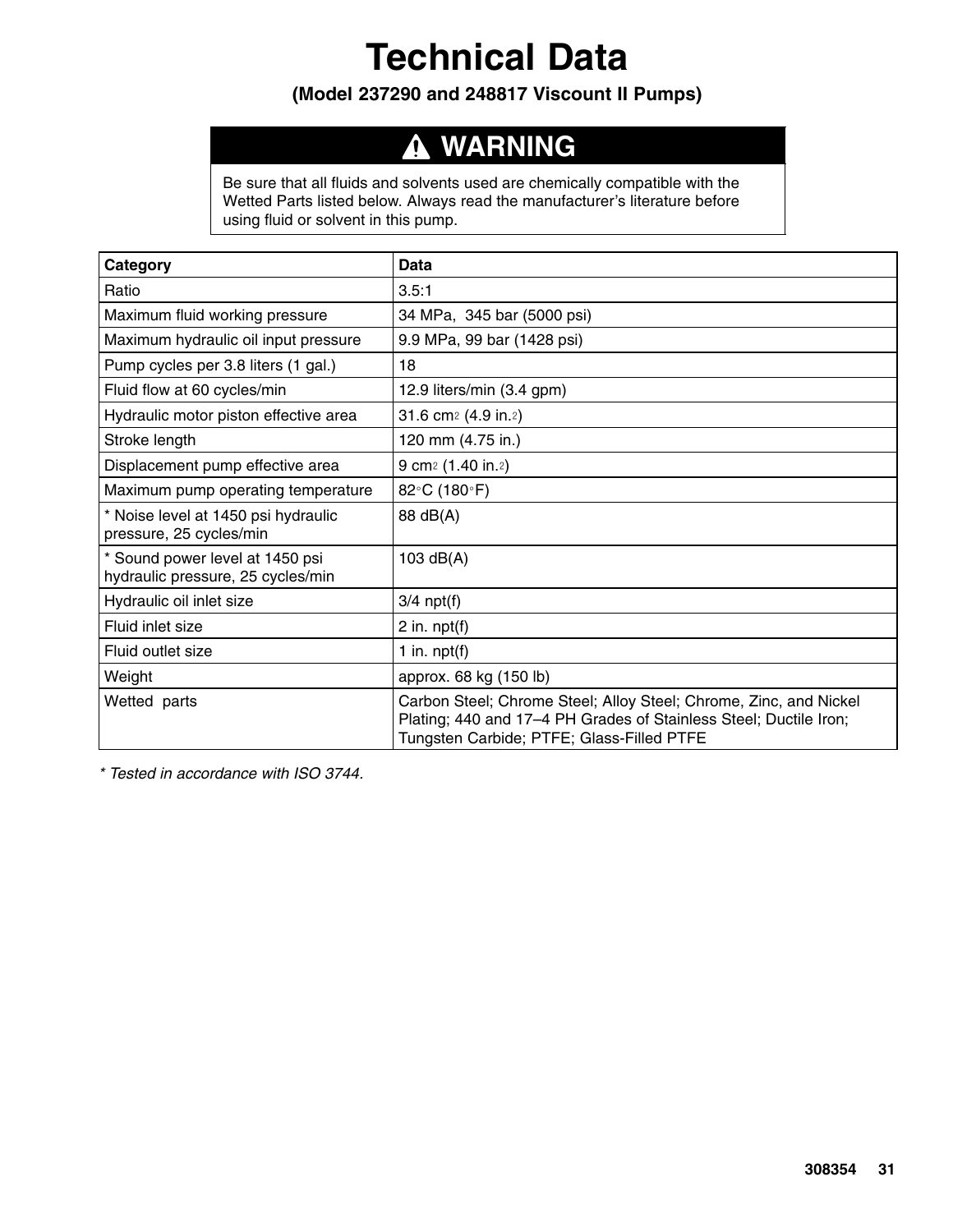# Technical Data

**(Model 237290 and 248817 Viscount II Pumps)**

> **⚠ WARNING**
>
> Be sure that all fluids and solvents used are chemically compatible with the Wetted Parts listed below. Always read the manufacturer's literature before using fluid or solvent in this pump.

| Category | Data |
|---|---|
| Ratio | 3.5:1 |
| Maximum fluid working pressure | 34 MPa, 345 bar (5000 psi) |
| Maximum hydraulic oil input pressure | 9.9 MPa, 99 bar (1428 psi) |
| Pump cycles per 3.8 liters (1 gal.) | 18 |
| Fluid flow at 60 cycles/min | 12.9 liters/min (3.4 gpm) |
| Hydraulic motor piston effective area | 31.6 $cm^2$ (4.9 $in.^2$) |
| Stroke length | 120 mm (4.75 in.) |
| Displacement pump effective area | 9 $cm^2$ (1.40 $in.^2$) |
| Maximum pump operating temperature | 82°C (180°F) |
| * Noise level at 1450 psi hydraulic pressure, 25 cycles/min | 88 dB(A) |
| * Sound power level at 1450 psi hydraulic pressure, 25 cycles/min | 103 dB(A) |
| Hydraulic oil inlet size | 3/4 npt(f) |
| Fluid inlet size | 2 in. npt(f) |
| Fluid outlet size | 1 in. npt(f) |
| Weight | approx. 68 kg (150 lb) |
| Wetted parts | Carbon Steel; Chrome Steel; Alloy Steel; Chrome, Zinc, and Nickel Plating; 440 and 17–4 PH Grades of Stainless Steel; Ductile Iron; Tungsten Carbide; PTFE; Glass-Filled PTFE |

*\* Tested in accordance with ISO 3744.*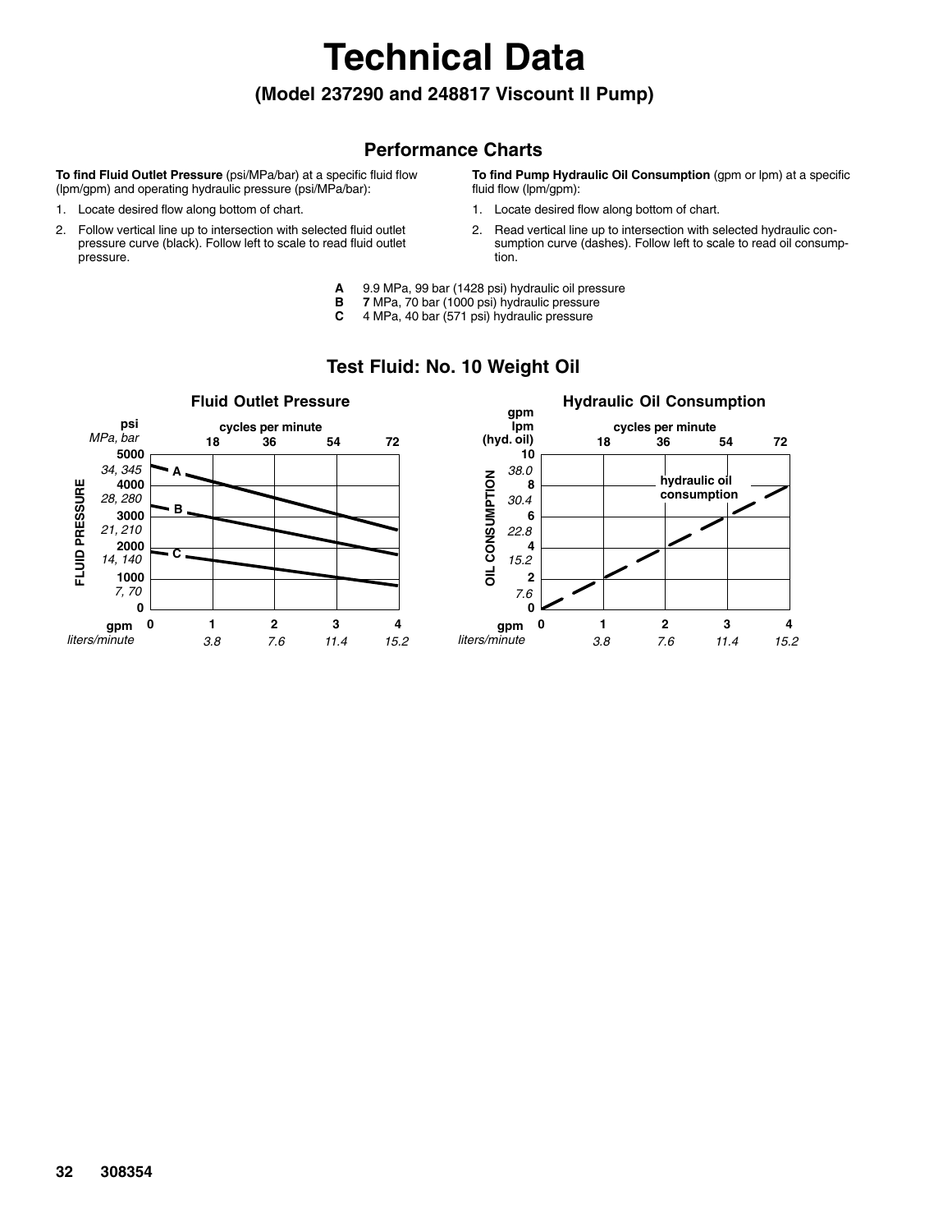# Technical Data

## (Model 237290 and 248817 Viscount II Pump)

### Performance Charts

**To find Fluid Outlet Pressure** (psi/MPa/bar) at a specific fluid flow (lpm/gpm) and operating hydraulic pressure (psi/MPa/bar):

1. Locate desired flow along bottom of chart.
2. Follow vertical line up to intersection with selected fluid outlet pressure curve (black). Follow left to scale to read fluid outlet pressure.

**To find Pump Hydraulic Oil Consumption** (gpm or lpm) at a specific fluid flow (lpm/gpm):

1. Locate desired flow along bottom of chart.
2. Read vertical line up to intersection with selected hydraulic consumption curve (dashes). Follow left to scale to read oil consumption.

**A** 9.9 MPa, 99 bar (1428 psi) hydraulic oil pressure
**B** **7** MPa, 70 bar (1000 psi) hydraulic pressure
**C** 4 MPa, 40 bar (571 psi) hydraulic pressure

### Test Fluid: No. 10 Weight Oil

**Fluid Outlet Pressure**

FLUID PRESSURE — psi (*MPa, bar*): 5000 (*34, 345*), 4000 (*28, 280*), 3000 (*21, 210*), 2000 (*14, 140*), 1000 (*7, 70*), 0

cycles per minute: 18, 36, 54, 72

gpm: 0, 1, 2, 3, 4
*liters/minute*: *3.8*, *7.6*, *11.4*, *15.2*

Curves: A, B, C

**Hydraulic Oil Consumption**

OIL CONSUMPTION — gpm (*lpm*) (hyd. oil): 10 (*38.0*), 8 (*30.4*), 6 (*22.8*), 4 (*15.2*), 2 (*7.6*), 0

cycles per minute: 18, 36, 54, 72

gpm: 0, 1, 2, 3, 4
*liters/minute*: *3.8*, *7.6*, *11.4*, *15.2*

Curve: hydraulic oil consumption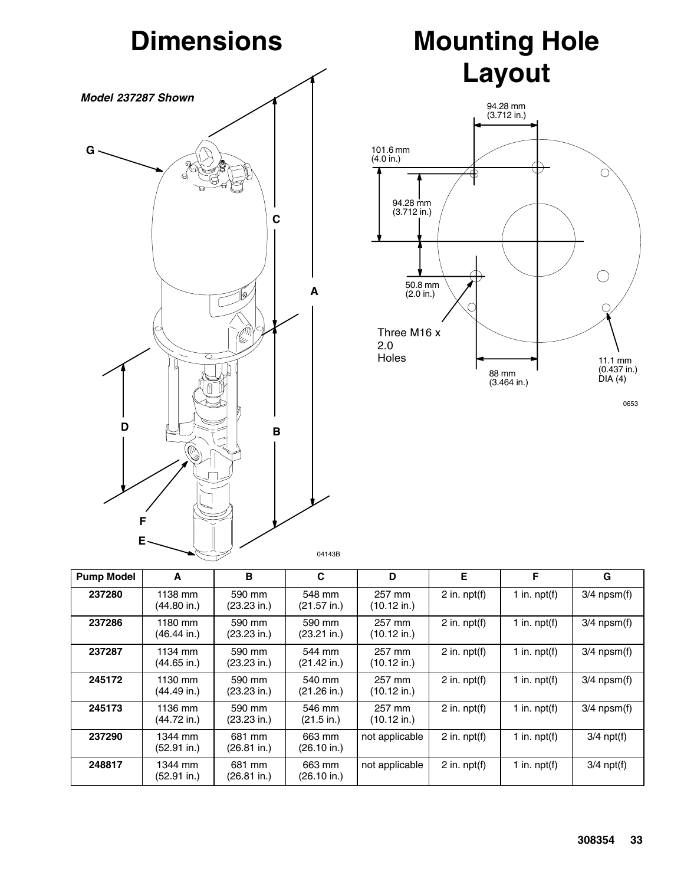# Dimensions

*Model 237287 Shown*

# Mounting Hole Layout

| Pump Model | A | B | C | D | E | F | G |
|---|---|---|---|---|---|---|---|
| **237280** | 1138 mm (44.80 in.) | 590 mm (23.23 in.) | 548 mm (21.57 in.) | 257 mm (10.12 in.) | 2 in. npt(f) | 1 in. npt(f) | 3/4 npsm(f) |
| **237286** | 1180 mm (46.44 in.) | 590 mm (23.23 in.) | 590 mm (23.21 in.) | 257 mm (10.12 in.) | 2 in. npt(f) | 1 in. npt(f) | 3/4 npsm(f) |
| **237287** | 1134 mm (44.65 in.) | 590 mm (23.23 in.) | 544 mm (21.42 in.) | 257 mm (10.12 in.) | 2 in. npt(f) | 1 in. npt(f) | 3/4 npsm(f) |
| **245172** | 1130 mm (44.49 in.) | 590 mm (23.23 in.) | 540 mm (21.26 in.) | 257 mm (10.12 in.) | 2 in. npt(f) | 1 in. npt(f) | 3/4 npsm(f) |
| **245173** | 1136 mm (44.72 in.) | 590 mm (23.23 in.) | 546 mm (21.5 in.) | 257 mm (10.12 in.) | 2 in. npt(f) | 1 in. npt(f) | 3/4 npsm(f) |
| **237290** | 1344 mm (52.91 in.) | 681 mm (26.81 in.) | 663 mm (26.10 in.) | not applicable | 2 in. npt(f) | 1 in. npt(f) | 3/4 npt(f) |
| **248817** | 1344 mm (52.91 in.) | 681 mm (26.81 in.) | 663 mm (26.10 in.) | not applicable | 2 in. npt(f) | 1 in. npt(f) | 3/4 npt(f) |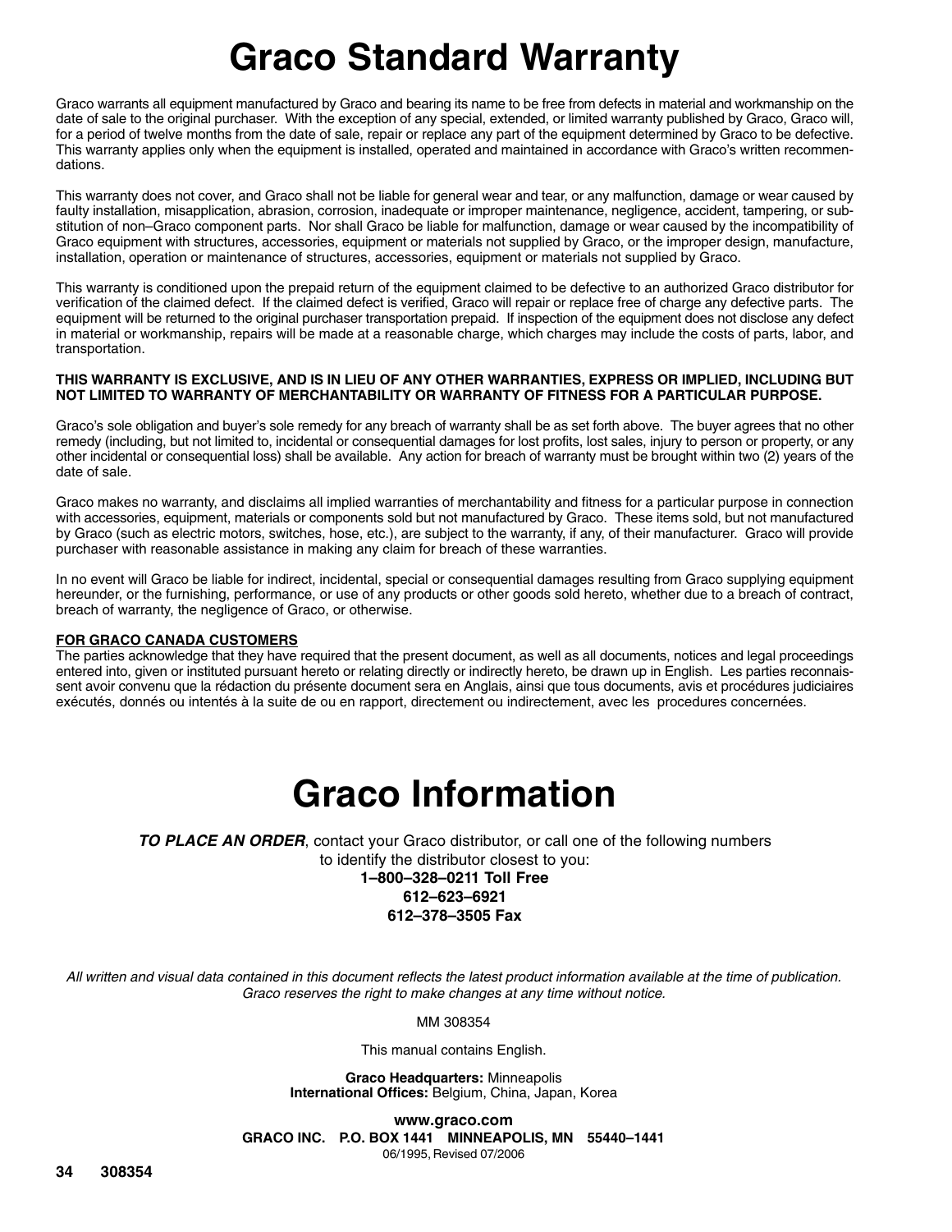# Graco Standard Warranty

Graco warrants all equipment manufactured by Graco and bearing its name to be free from defects in material and workmanship on the date of sale to the original purchaser. With the exception of any special, extended, or limited warranty published by Graco, Graco will, for a period of twelve months from the date of sale, repair or replace any part of the equipment determined by Graco to be defective. This warranty applies only when the equipment is installed, operated and maintained in accordance with Graco's written recommendations.

This warranty does not cover, and Graco shall not be liable for general wear and tear, or any malfunction, damage or wear caused by faulty installation, misapplication, abrasion, corrosion, inadequate or improper maintenance, negligence, accident, tampering, or substitution of non–Graco component parts. Nor shall Graco be liable for malfunction, damage or wear caused by the incompatibility of Graco equipment with structures, accessories, equipment or materials not supplied by Graco, or the improper design, manufacture, installation, operation or maintenance of structures, accessories, equipment or materials not supplied by Graco.

This warranty is conditioned upon the prepaid return of the equipment claimed to be defective to an authorized Graco distributor for verification of the claimed defect. If the claimed defect is verified, Graco will repair or replace free of charge any defective parts. The equipment will be returned to the original purchaser transportation prepaid. If inspection of the equipment does not disclose any defect in material or workmanship, repairs will be made at a reasonable charge, which charges may include the costs of parts, labor, and transportation.

**THIS WARRANTY IS EXCLUSIVE, AND IS IN LIEU OF ANY OTHER WARRANTIES, EXPRESS OR IMPLIED, INCLUDING BUT NOT LIMITED TO WARRANTY OF MERCHANTABILITY OR WARRANTY OF FITNESS FOR A PARTICULAR PURPOSE.**

Graco's sole obligation and buyer's sole remedy for any breach of warranty shall be as set forth above. The buyer agrees that no other remedy (including, but not limited to, incidental or consequential damages for lost profits, lost sales, injury to person or property, or any other incidental or consequential loss) shall be available. Any action for breach of warranty must be brought within two (2) years of the date of sale.

Graco makes no warranty, and disclaims all implied warranties of merchantability and fitness for a particular purpose in connection with accessories, equipment, materials or components sold but not manufactured by Graco. These items sold, but not manufactured by Graco (such as electric motors, switches, hose, etc.), are subject to the warranty, if any, of their manufacturer. Graco will provide purchaser with reasonable assistance in making any claim for breach of these warranties.

In no event will Graco be liable for indirect, incidental, special or consequential damages resulting from Graco supplying equipment hereunder, or the furnishing, performance, or use of any products or other goods sold hereto, whether due to a breach of contract, breach of warranty, the negligence of Graco, or otherwise.

**FOR GRACO CANADA CUSTOMERS**

The parties acknowledge that they have required that the present document, as well as all documents, notices and legal proceedings entered into, given or instituted pursuant hereto or relating directly or indirectly hereto, be drawn up in English. Les parties reconnaissent avoir convenu que la rédaction du présente document sera en Anglais, ainsi que tous documents, avis et procédures judiciaires exécutés, donnés ou intentés à la suite de ou en rapport, directement ou indirectement, avec les procedures concernées.

# Graco Information

***TO PLACE AN ORDER***, contact your Graco distributor, or call one of the following numbers to identify the distributor closest to you:

**1–800–328–0211 Toll Free**
**612–623–6921**
**612–378–3505 Fax**

*All written and visual data contained in this document reflects the latest product information available at the time of publication. Graco reserves the right to make changes at any time without notice.*

MM 308354

This manual contains English.

**Graco Headquarters:** Minneapolis
**International Offices:** Belgium, China, Japan, Korea

**www.graco.com**
**GRACO INC. P.O. BOX 1441 MINNEAPOLIS, MN 55440–1441**
06/1995, Revised 07/2006